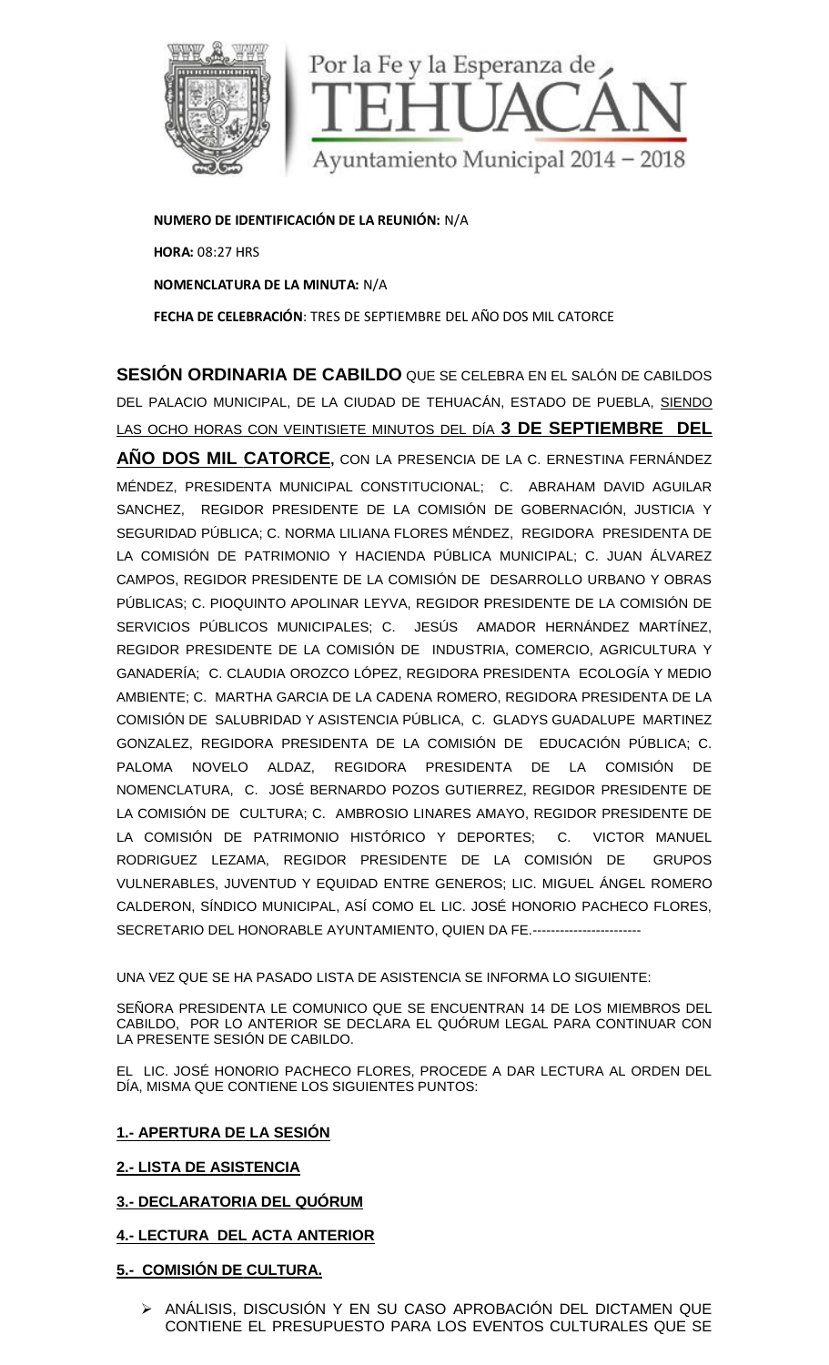Por la Fe y la Esperanza de
TEHUACÁN
Ayuntamiento Municipal 2014 – 2018

**NUMERO DE IDENTIFICACIÓN DE LA REUNIÓN:** N/A

**HORA:** 08:27 HRS

**NOMENCLATURA DE LA MINUTA:** N/A

**FECHA DE CELEBRACIÓN**: TRES DE SEPTIEMBRE DEL AÑO DOS MIL CATORCE

**SESIÓN ORDINARIA DE CABILDO** QUE SE CELEBRA EN EL SALÓN DE CABILDOS DEL PALACIO MUNICIPAL, DE LA CIUDAD DE TEHUACÁN, ESTADO DE PUEBLA, SIENDO LAS OCHO HORAS CON VEINTISIETE MINUTOS DEL DÍA **3 DE SEPTIEMBRE DEL AÑO DOS MIL CATORCE,** CON LA PRESENCIA DE LA C. ERNESTINA FERNÁNDEZ MÉNDEZ, PRESIDENTA MUNICIPAL CONSTITUCIONAL; C. ABRAHAM DAVID AGUILAR SANCHEZ, REGIDOR PRESIDENTE DE LA COMISIÓN DE GOBERNACIÓN, JUSTICIA Y SEGURIDAD PÚBLICA; C. NORMA LILIANA FLORES MÉNDEZ, REGIDORA PRESIDENTA DE LA COMISIÓN DE PATRIMONIO Y HACIENDA PÚBLICA MUNICIPAL; C. JUAN ÁLVAREZ CAMPOS, REGIDOR PRESIDENTE DE LA COMISIÓN DE DESARROLLO URBANO Y OBRAS PÚBLICAS; C. PIOQUINTO APOLINAR LEYVA, REGIDOR PRESIDENTE DE LA COMISIÓN DE SERVICIOS PÚBLICOS MUNICIPALES; C. JESÚS AMADOR HERNÁNDEZ MARTÍNEZ, REGIDOR PRESIDENTE DE LA COMISIÓN DE INDUSTRIA, COMERCIO, AGRICULTURA Y GANADERÍA; C. CLAUDIA OROZCO LÓPEZ, REGIDORA PRESIDENTA ECOLOGÍA Y MEDIO AMBIENTE; C. MARTHA GARCIA DE LA CADENA ROMERO, REGIDORA PRESIDENTA DE LA COMISIÓN DE SALUBRIDAD Y ASISTENCIA PÚBLICA, C. GLADYS GUADALUPE MARTINEZ GONZALEZ, REGIDORA PRESIDENTA DE LA COMISIÓN DE EDUCACIÓN PÚBLICA; C. PALOMA NOVELO ALDAZ, REGIDORA PRESIDENTA DE LA COMISIÓN DE NOMENCLATURA, C. JOSÉ BERNARDO POZOS GUTIERREZ, REGIDOR PRESIDENTE DE LA COMISIÓN DE CULTURA; C. AMBROSIO LINARES AMAYO, REGIDOR PRESIDENTE DE LA COMISIÓN DE PATRIMONIO HISTÓRICO Y DEPORTES; C. VICTOR MANUEL RODRIGUEZ LEZAMA, REGIDOR PRESIDENTE DE LA COMISIÓN DE GRUPOS VULNERABLES, JUVENTUD Y EQUIDAD ENTRE GENEROS; LIC. MIGUEL ÁNGEL ROMERO CALDERON, SÍNDICO MUNICIPAL, ASÍ COMO EL LIC. JOSÉ HONORIO PACHECO FLORES, SECRETARIO DEL HONORABLE AYUNTAMIENTO, QUIEN DA FE.------------------------

UNA VEZ QUE SE HA PASADO LISTA DE ASISTENCIA SE INFORMA LO SIGUIENTE:

SEÑORA PRESIDENTA LE COMUNICO QUE SE ENCUENTRAN 14 DE LOS MIEMBROS DEL CABILDO, POR LO ANTERIOR SE DECLARA EL QUÓRUM LEGAL PARA CONTINUAR CON LA PRESENTE SESIÓN DE CABILDO.

EL LIC. JOSÉ HONORIO PACHECO FLORES, PROCEDE A DAR LECTURA AL ORDEN DEL DÍA, MISMA QUE CONTIENE LOS SIGUIENTES PUNTOS:

**1.- APERTURA DE LA SESIÓN**

**2.- LISTA DE ASISTENCIA**

**3.- DECLARATORIA DEL QUÓRUM**

**4.- LECTURA DEL ACTA ANTERIOR**

**5.- COMISIÓN DE CULTURA.**

- ANÁLISIS, DISCUSIÓN Y EN SU CASO APROBACIÓN DEL DICTAMEN QUE CONTIENE EL PRESUPUESTO PARA LOS EVENTOS CULTURALES QUE SE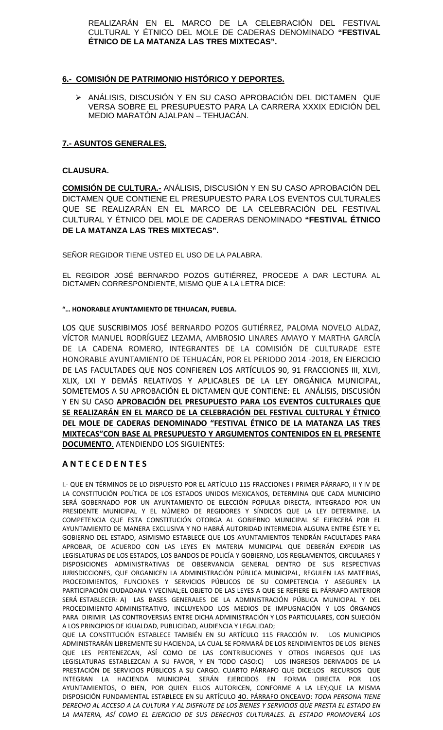REALIZARÁN EN EL MARCO DE LA CELEBRACIÓN DEL FESTIVAL CULTURAL Y ÉTNICO DEL MOLE DE CADERAS DENOMINADO **"FESTIVAL ÉTNICO DE LA MATANZA LAS TRES MIXTECAS".**

**6.- COMISIÓN DE PATRIMONIO HISTÓRICO Y DEPORTES.**

- ANÁLISIS, DISCUSIÓN Y EN SU CASO APROBACIÓN DEL DICTAMEN QUE VERSA SOBRE EL PRESUPUESTO PARA LA CARRERA XXXIX EDICIÓN DEL MEDIO MARATÓN AJALPAN – TEHUACÁN.

**7.- ASUNTOS GENERALES.**

**CLAUSURA.**

**COMISIÓN DE CULTURA.-** ANÁLISIS, DISCUSIÓN Y EN SU CASO APROBACIÓN DEL DICTAMEN QUE CONTIENE EL PRESUPUESTO PARA LOS EVENTOS CULTURALES QUE SE REALIZARÁN EN EL MARCO DE LA CELEBRACIÓN DEL FESTIVAL CULTURAL Y ÉTNICO DEL MOLE DE CADERAS DENOMINADO **"FESTIVAL ÉTNICO DE LA MATANZA LAS TRES MIXTECAS".**

SEÑOR REGIDOR TIENE USTED EL USO DE LA PALABRA.

EL REGIDOR JOSÉ BERNARDO POZOS GUTIÉRREZ, PROCEDE A DAR LECTURA AL DICTAMEN CORRESPONDIENTE, MISMO QUE A LA LETRA DICE:

**"… HONORABLE AYUNTAMIENTO DE TEHUACAN, PUEBLA.**

LOS QUE SUSCRIBIMOS JOSÉ BERNARDO POZOS GUTIÉRREZ, PALOMA NOVELO ALDAZ, VÍCTOR MANUEL RODRÍGUEZ LEZAMA, AMBROSIO LINARES AMAYO Y MARTHA GARCÍA DE LA CADENA ROMERO, INTEGRANTES DE LA COMISIÓN DE CULTURADE ESTE HONORABLE AYUNTAMIENTO DE TEHUACÁN, POR EL PERIODO 2014 -2018, EN EJERCICIO DE LAS FACULTADES QUE NOS CONFIEREN LOS ARTÍCULOS 90, 91 FRACCIONES III, XLVI, XLIX, LXI Y DEMÁS RELATIVOS Y APLICABLES DE LA LEY ORGÁNICA MUNICIPAL, SOMETEMOS A SU APROBACIÓN EL DICTAMEN QUE CONTIENE: EL ANÁLISIS, DISCUSIÓN Y EN SU CASO **APROBACIÓN DEL PRESUPUESTO PARA LOS EVENTOS CULTURALES QUE SE REALIZARÁN EN EL MARCO DE LA CELEBRACIÓN DEL FESTIVAL CULTURAL Y ÉTNICO DEL MOLE DE CADERAS DENOMINADO "FESTIVAL ÉTNICO DE LA MATANZA LAS TRES MIXTECAS"CON BASE AL PRESUPUESTO Y ARGUMENTOS CONTENIDOS EN EL PRESENTE DOCUMENTO**. ATENDIENDO LOS SIGUIENTES:

## A N T E C E D E N T E S

I.- QUE EN TÉRMINOS DE LO DISPUESTO POR EL ARTÍCULO 115 FRACCIONES I PRIMER PÁRRAFO, II Y IV DE LA CONSTITUCIÓN POLÍTICA DE LOS ESTADOS UNIDOS MEXICANOS, DETERMINA QUE CADA MUNICIPIO SERÁ GOBERNADO POR UN AYUNTAMIENTO DE ELECCIÓN POPULAR DIRECTA, INTEGRADO POR UN PRESIDENTE MUNICIPAL Y EL NÚMERO DE REGIDORES Y SÍNDICOS QUE LA LEY DETERMINE. LA COMPETENCIA QUE ESTA CONSTITUCIÓN OTORGA AL GOBIERNO MUNICIPAL SE EJERCERÁ POR EL AYUNTAMIENTO DE MANERA EXCLUSIVA Y NO HABRÁ AUTORIDAD INTERMEDIA ALGUNA ENTRE ÉSTE Y EL GOBIERNO DEL ESTADO, ASIMISMO ESTABLECE QUE LOS AYUNTAMIENTOS TENDRÁN FACULTADES PARA APROBAR, DE ACUERDO CON LAS LEYES EN MATERIA MUNICIPAL QUE DEBERÁN EXPEDIR LAS LEGISLATURAS DE LOS ESTADOS, LOS BANDOS DE POLICÍA Y GOBIERNO, LOS REGLAMENTOS, CIRCULARES Y DISPOSICIONES ADMINISTRATIVAS DE OBSERVANCIA GENERAL DENTRO DE SUS RESPECTIVAS JURISDICCIONES, QUE ORGANICEN LA ADMINISTRACIÓN PÚBLICA MUNICIPAL, REGULEN LAS MATERIAS, PROCEDIMIENTOS, FUNCIONES Y SERVICIOS PÚBLICOS DE SU COMPETENCIA Y ASEGUREN LA PARTICIPACIÓN CIUDADANA Y VECINAL;EL OBJETO DE LAS LEYES A QUE SE REFIERE EL PÁRRAFO ANTERIOR SERÁ ESTABLECER: A) LAS BASES GENERALES DE LA ADMINISTRACIÓN PÚBLICA MUNICIPAL Y DEL PROCEDIMIENTO ADMINISTRATIVO, INCLUYENDO LOS MEDIOS DE IMPUGNACIÓN Y LOS ÓRGANOS PARA DIRIMIR LAS CONTROVERSIAS ENTRE DICHA ADMINISTRACIÓN Y LOS PARTICULARES, CON SUJECIÓN A LOS PRINCIPIOS DE IGUALDAD, PUBLICIDAD, AUDIENCIA Y LEGALIDAD;

QUE LA CONSTITUCIÓN ESTABLECE TAMBIÉN EN SU ARTÍCULO 115 FRACCIÓN IV. LOS MUNICIPIOS ADMINISTRARÁN LIBREMENTE SU HACIENDA, LA CUAL SE FORMARÁ DE LOS RENDIMIENTOS DE LOS BIENES QUE LES PERTENEZCAN, ASÍ COMO DE LAS CONTRIBUCIONES Y OTROS INGRESOS QUE LAS LEGISLATURAS ESTABLEZCAN A SU FAVOR, Y EN TODO CASO:C) LOS INGRESOS DERIVADOS DE LA PRESTACIÓN DE SERVICIOS PÚBLICOS A SU CARGO. CUARTO PÁRRAFO QUE DICE:LOS RECURSOS QUE INTEGRAN LA HACIENDA MUNICIPAL SERÁN EJERCIDOS EN FORMA DIRECTA POR LOS AYUNTAMIENTOS, O BIEN, POR QUIEN ELLOS AUTORICEN, CONFORME A LA LEY;QUE LA MISMA DISPOSICIÓN FUNDAMENTAL ESTABLECE EN SU ARTÍCULO 4O. PÁRRAFO ONCEAVO: *TODA PERSONA TIENE DERECHO AL ACCESO A LA CULTURA Y AL DISFRUTE DE LOS BIENES Y SERVICIOS QUE PRESTA EL ESTADO EN LA MATERIA, ASÍ COMO EL EJERCICIO DE SUS DERECHOS CULTURALES. EL ESTADO PROMOVERÁ LOS*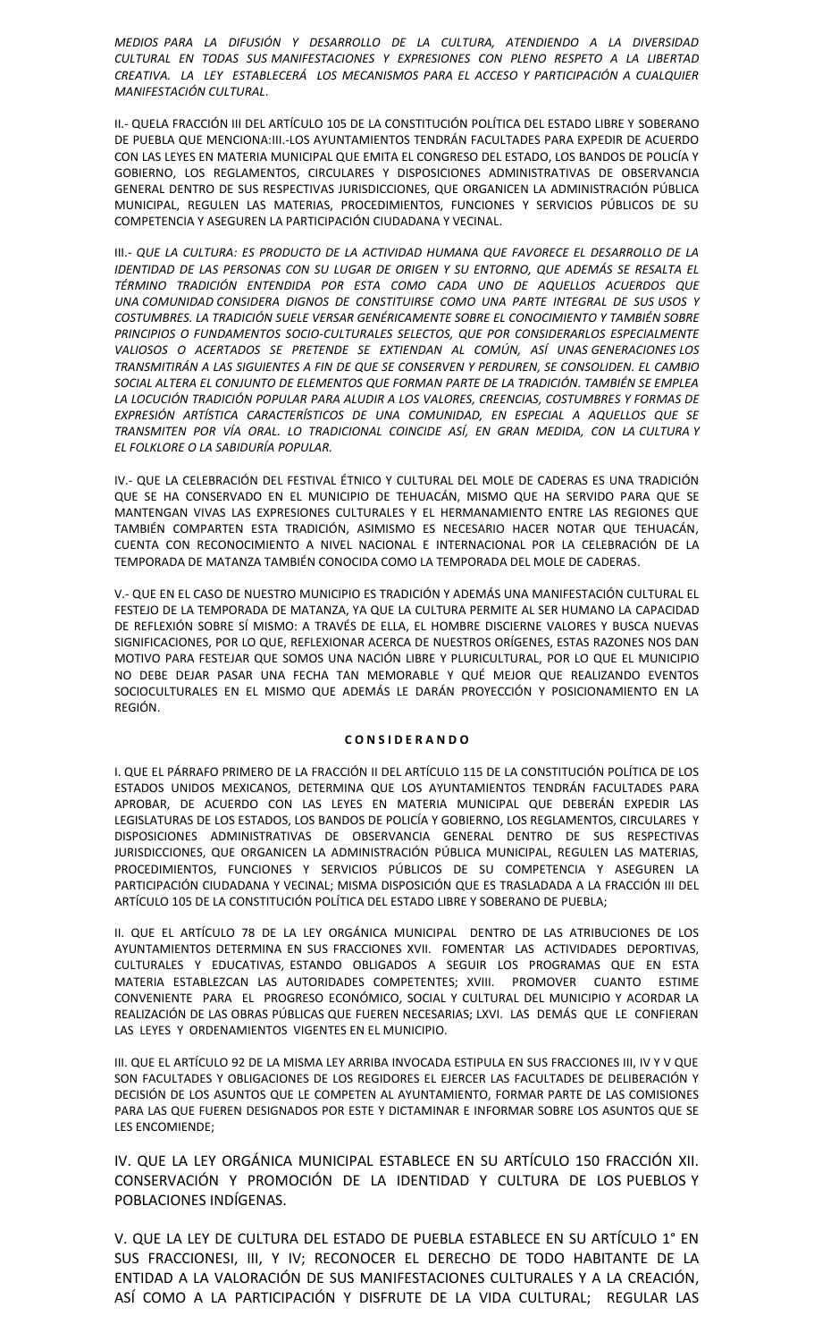*MEDIOS PARA LA DIFUSIÓN Y DESARROLLO DE LA CULTURA, ATENDIENDO A LA DIVERSIDAD CULTURAL EN TODAS SUS MANIFESTACIONES Y EXPRESIONES CON PLENO RESPETO A LA LIBERTAD CREATIVA. LA LEY ESTABLECERÁ LOS MECANISMOS PARA EL ACCESO Y PARTICIPACIÓN A CUALQUIER MANIFESTACIÓN CULTURAL*.

II.- QUELA FRACCIÓN III DEL ARTÍCULO 105 DE LA CONSTITUCIÓN POLÍTICA DEL ESTADO LIBRE Y SOBERANO DE PUEBLA QUE MENCIONA:III.-LOS AYUNTAMIENTOS TENDRÁN FACULTADES PARA EXPEDIR DE ACUERDO CON LAS LEYES EN MATERIA MUNICIPAL QUE EMITA EL CONGRESO DEL ESTADO, LOS BANDOS DE POLICÍA Y GOBIERNO, LOS REGLAMENTOS, CIRCULARES Y DISPOSICIONES ADMINISTRATIVAS DE OBSERVANCIA GENERAL DENTRO DE SUS RESPECTIVAS JURISDICCIONES, QUE ORGANICEN LA ADMINISTRACIÓN PÚBLICA MUNICIPAL, REGULEN LAS MATERIAS, PROCEDIMIENTOS, FUNCIONES Y SERVICIOS PÚBLICOS DE SU COMPETENCIA Y ASEGUREN LA PARTICIPACIÓN CIUDADANA Y VECINAL.

III.- *QUE LA CULTURA: ES PRODUCTO DE LA ACTIVIDAD HUMANA QUE FAVORECE EL DESARROLLO DE LA IDENTIDAD DE LAS PERSONAS CON SU LUGAR DE ORIGEN Y SU ENTORNO, QUE ADEMÁS SE RESALTA EL TÉRMINO TRADICIÓN ENTENDIDA POR ESTA COMO CADA UNO DE AQUELLOS ACUERDOS QUE UNA COMUNIDAD CONSIDERA DIGNOS DE CONSTITUIRSE COMO UNA PARTE INTEGRAL DE SUS USOS Y COSTUMBRES. LA TRADICIÓN SUELE VERSAR GENÉRICAMENTE SOBRE EL CONOCIMIENTO Y TAMBIÉN SOBRE PRINCIPIOS O FUNDAMENTOS SOCIO-CULTURALES SELECTOS, QUE POR CONSIDERARLOS ESPECIALMENTE VALIOSOS O ACERTADOS SE PRETENDE SE EXTIENDAN AL COMÚN, ASÍ UNAS GENERACIONES LOS TRANSMITIRÁN A LAS SIGUIENTES A FIN DE QUE SE CONSERVEN Y PERDUREN, SE CONSOLIDEN. EL CAMBIO SOCIAL ALTERA EL CONJUNTO DE ELEMENTOS QUE FORMAN PARTE DE LA TRADICIÓN. TAMBIÉN SE EMPLEA LA LOCUCIÓN TRADICIÓN POPULAR PARA ALUDIR A LOS VALORES, CREENCIAS, COSTUMBRES Y FORMAS DE EXPRESIÓN ARTÍSTICA CARACTERÍSTICOS DE UNA COMUNIDAD, EN ESPECIAL A AQUELLOS QUE SE TRANSMITEN POR VÍA ORAL. LO TRADICIONAL COINCIDE ASÍ, EN GRAN MEDIDA, CON LA CULTURA Y EL FOLKLORE O LA SABIDURÍA POPULAR.*

IV.- QUE LA CELEBRACIÓN DEL FESTIVAL ÉTNICO Y CULTURAL DEL MOLE DE CADERAS ES UNA TRADICIÓN QUE SE HA CONSERVADO EN EL MUNICIPIO DE TEHUACÁN, MISMO QUE HA SERVIDO PARA QUE SE MANTENGAN VIVAS LAS EXPRESIONES CULTURALES Y EL HERMANAMIENTO ENTRE LAS REGIONES QUE TAMBIÉN COMPARTEN ESTA TRADICIÓN, ASIMISMO ES NECESARIO HACER NOTAR QUE TEHUACÁN, CUENTA CON RECONOCIMIENTO A NIVEL NACIONAL E INTERNACIONAL POR LA CELEBRACIÓN DE LA TEMPORADA DE MATANZA TAMBIÉN CONOCIDA COMO LA TEMPORADA DEL MOLE DE CADERAS.

V.- QUE EN EL CASO DE NUESTRO MUNICIPIO ES TRADICIÓN Y ADEMÁS UNA MANIFESTACIÓN CULTURAL EL FESTEJO DE LA TEMPORADA DE MATANZA, YA QUE LA CULTURA PERMITE AL SER HUMANO LA CAPACIDAD DE REFLEXIÓN SOBRE SÍ MISMO: A TRAVÉS DE ELLA, EL HOMBRE DISCIERNE VALORES Y BUSCA NUEVAS SIGNIFICACIONES, POR LO QUE, REFLEXIONAR ACERCA DE NUESTROS ORÍGENES, ESTAS RAZONES NOS DAN MOTIVO PARA FESTEJAR QUE SOMOS UNA NACIÓN LIBRE Y PLURICULTURAL, POR LO QUE EL MUNICIPIO NO DEBE DEJAR PASAR UNA FECHA TAN MEMORABLE Y QUÉ MEJOR QUE REALIZANDO EVENTOS SOCIOCULTURALES EN EL MISMO QUE ADEMÁS LE DARÁN PROYECCIÓN Y POSICIONAMIENTO EN LA REGIÓN.

## C O N S I D E R A N D O

I. QUE EL PÁRRAFO PRIMERO DE LA FRACCIÓN II DEL ARTÍCULO 115 DE LA CONSTITUCIÓN POLÍTICA DE LOS ESTADOS UNIDOS MEXICANOS, DETERMINA QUE LOS AYUNTAMIENTOS TENDRÁN FACULTADES PARA APROBAR, DE ACUERDO CON LAS LEYES EN MATERIA MUNICIPAL QUE DEBERÁN EXPEDIR LAS LEGISLATURAS DE LOS ESTADOS, LOS BANDOS DE POLICÍA Y GOBIERNO, LOS REGLAMENTOS, CIRCULARES Y DISPOSICIONES ADMINISTRATIVAS DE OBSERVANCIA GENERAL DENTRO DE SUS RESPECTIVAS JURISDICCIONES, QUE ORGANICEN LA ADMINISTRACIÓN PÚBLICA MUNICIPAL, REGULEN LAS MATERIAS, PROCEDIMIENTOS, FUNCIONES Y SERVICIOS PÚBLICOS DE SU COMPETENCIA Y ASEGUREN LA PARTICIPACIÓN CIUDADANA Y VECINAL; MISMA DISPOSICIÓN QUE ES TRASLADADA A LA FRACCIÓN III DEL ARTÍCULO 105 DE LA CONSTITUCIÓN POLÍTICA DEL ESTADO LIBRE Y SOBERANO DE PUEBLA;

II. QUE EL ARTÍCULO 78 DE LA LEY ORGÁNICA MUNICIPAL DENTRO DE LAS ATRIBUCIONES DE LOS AYUNTAMIENTOS DETERMINA EN SUS FRACCIONES XVII. FOMENTAR LAS ACTIVIDADES DEPORTIVAS, CULTURALES Y EDUCATIVAS, ESTANDO OBLIGADOS A SEGUIR LOS PROGRAMAS QUE EN ESTA MATERIA ESTABLEZCAN LAS AUTORIDADES COMPETENTES; XVIII. PROMOVER CUANTO ESTIME CONVENIENTE PARA EL PROGRESO ECONÓMICO, SOCIAL Y CULTURAL DEL MUNICIPIO Y ACORDAR LA REALIZACIÓN DE LAS OBRAS PÚBLICAS QUE FUEREN NECESARIAS; LXVI. LAS DEMÁS QUE LE CONFIERAN LAS LEYES Y ORDENAMIENTOS VIGENTES EN EL MUNICIPIO.

III. QUE EL ARTÍCULO 92 DE LA MISMA LEY ARRIBA INVOCADA ESTIPULA EN SUS FRACCIONES III, IV Y V QUE SON FACULTADES Y OBLIGACIONES DE LOS REGIDORES EL EJERCER LAS FACULTADES DE DELIBERACIÓN Y DECISIÓN DE LOS ASUNTOS QUE LE COMPETEN AL AYUNTAMIENTO, FORMAR PARTE DE LAS COMISIONES PARA LAS QUE FUEREN DESIGNADOS POR ESTE Y DICTAMINAR E INFORMAR SOBRE LOS ASUNTOS QUE SE LES ENCOMIENDE;

IV. QUE LA LEY ORGÁNICA MUNICIPAL ESTABLECE EN SU ARTÍCULO 150 FRACCIÓN XII. CONSERVACIÓN Y PROMOCIÓN DE LA IDENTIDAD Y CULTURA DE LOS PUEBLOS Y POBLACIONES INDÍGENAS.

V. QUE LA LEY DE CULTURA DEL ESTADO DE PUEBLA ESTABLECE EN SU ARTÍCULO 1° EN SUS FRACCIONESI, III, Y IV; RECONOCER EL DERECHO DE TODO HABITANTE DE LA ENTIDAD A LA VALORACIÓN DE SUS MANIFESTACIONES CULTURALES Y A LA CREACIÓN, ASÍ COMO A LA PARTICIPACIÓN Y DISFRUTE DE LA VIDA CULTURAL; REGULAR LAS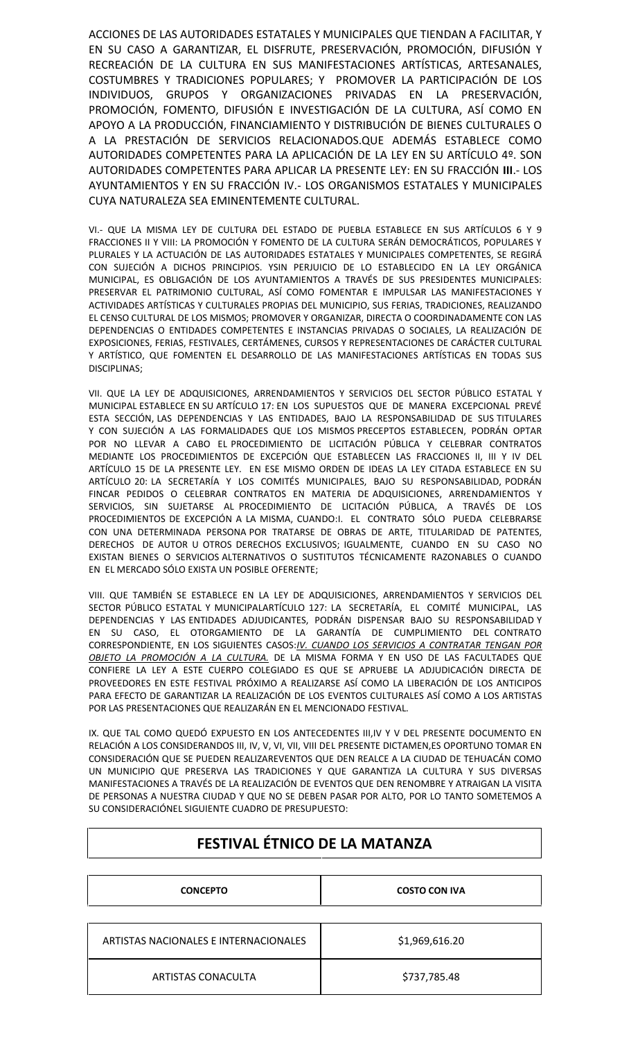ACCIONES DE LAS AUTORIDADES ESTATALES Y MUNICIPALES QUE TIENDAN A FACILITAR, Y EN SU CASO A GARANTIZAR, EL DISFRUTE, PRESERVACIÓN, PROMOCIÓN, DIFUSIÓN Y RECREACIÓN DE LA CULTURA EN SUS MANIFESTACIONES ARTÍSTICAS, ARTESANALES, COSTUMBRES Y TRADICIONES POPULARES; Y PROMOVER LA PARTICIPACIÓN DE LOS INDIVIDUOS, GRUPOS Y ORGANIZACIONES PRIVADAS EN LA PRESERVACIÓN, PROMOCIÓN, FOMENTO, DIFUSIÓN E INVESTIGACIÓN DE LA CULTURA, ASÍ COMO EN APOYO A LA PRODUCCIÓN, FINANCIAMIENTO Y DISTRIBUCIÓN DE BIENES CULTURALES O A LA PRESTACIÓN DE SERVICIOS RELACIONADOS.QUE ADEMÁS ESTABLECE COMO AUTORIDADES COMPETENTES PARA LA APLICACIÓN DE LA LEY EN SU ARTÍCULO 4º. SON AUTORIDADES COMPETENTES PARA APLICAR LA PRESENTE LEY: EN SU FRACCIÓN **III**.- LOS AYUNTAMIENTOS Y EN SU FRACCIÓN IV.- LOS ORGANISMOS ESTATALES Y MUNICIPALES CUYA NATURALEZA SEA EMINENTEMENTE CULTURAL.

VI.- QUE LA MISMA LEY DE CULTURA DEL ESTADO DE PUEBLA ESTABLECE EN SUS ARTÍCULOS 6 Y 9 FRACCIONES II Y VIII: LA PROMOCIÓN Y FOMENTO DE LA CULTURA SERÁN DEMOCRÁTICOS, POPULARES Y PLURALES Y LA ACTUACIÓN DE LAS AUTORIDADES ESTATALES Y MUNICIPALES COMPETENTES, SE REGIRÁ CON SUJECIÓN A DICHOS PRINCIPIOS. YSIN PERJUICIO DE LO ESTABLECIDO EN LA LEY ORGÁNICA MUNICIPAL, ES OBLIGACIÓN DE LOS AYUNTAMIENTOS A TRAVÉS DE SUS PRESIDENTES MUNICIPALES: PRESERVAR EL PATRIMONIO CULTURAL, ASÍ COMO FOMENTAR E IMPULSAR LAS MANIFESTACIONES Y ACTIVIDADES ARTÍSTICAS Y CULTURALES PROPIAS DEL MUNICIPIO, SUS FERIAS, TRADICIONES, REALIZANDO EL CENSO CULTURAL DE LOS MISMOS; PROMOVER Y ORGANIZAR, DIRECTA O COORDINADAMENTE CON LAS DEPENDENCIAS O ENTIDADES COMPETENTES E INSTANCIAS PRIVADAS O SOCIALES, LA REALIZACIÓN DE EXPOSICIONES, FERIAS, FESTIVALES, CERTÁMENES, CURSOS Y REPRESENTACIONES DE CARÁCTER CULTURAL Y ARTÍSTICO, QUE FOMENTEN EL DESARROLLO DE LAS MANIFESTACIONES ARTÍSTICAS EN TODAS SUS DISCIPLINAS;

VII. QUE LA LEY DE ADQUISICIONES, ARRENDAMIENTOS Y SERVICIOS DEL SECTOR PÚBLICO ESTATAL Y MUNICIPAL ESTABLECE EN SU ARTÍCULO 17: EN LOS SUPUESTOS QUE DE MANERA EXCEPCIONAL PREVÉ ESTA SECCIÓN, LAS DEPENDENCIAS Y LAS ENTIDADES, BAJO LA RESPONSABILIDAD DE SUS TITULARES Y CON SUJECIÓN A LAS FORMALIDADES QUE LOS MISMOS PRECEPTOS ESTABLECEN, PODRÁN OPTAR POR NO LLEVAR A CABO EL PROCEDIMIENTO DE LICITACIÓN PÚBLICA Y CELEBRAR CONTRATOS MEDIANTE LOS PROCEDIMIENTOS DE EXCEPCIÓN QUE ESTABLECEN LAS FRACCIONES II, III Y IV DEL ARTÍCULO 15 DE LA PRESENTE LEY. EN ESE MISMO ORDEN DE IDEAS LA LEY CITADA ESTABLECE EN SU ARTÍCULO 20: LA SECRETARÍA Y LOS COMITÉS MUNICIPALES, BAJO SU RESPONSABILIDAD, PODRÁN FINCAR PEDIDOS O CELEBRAR CONTRATOS EN MATERIA DE ADQUISICIONES, ARRENDAMIENTOS Y SERVICIOS, SIN SUJETARSE AL PROCEDIMIENTO DE LICITACIÓN PÚBLICA, A TRAVÉS DE LOS PROCEDIMIENTOS DE EXCEPCIÓN A LA MISMA, CUANDO:I. EL CONTRATO SÓLO PUEDA CELEBRARSE CON UNA DETERMINADA PERSONA POR TRATARSE DE OBRAS DE ARTE, TITULARIDAD DE PATENTES, DERECHOS DE AUTOR U OTROS DERECHOS EXCLUSIVOS; IGUALMENTE, CUANDO EN SU CASO NO EXISTAN BIENES O SERVICIOS ALTERNATIVOS O SUSTITUTOS TÉCNICAMENTE RAZONABLES O CUANDO EN EL MERCADO SÓLO EXISTA UN POSIBLE OFERENTE;

VIII. QUE TAMBIÉN SE ESTABLECE EN LA LEY DE ADQUISICIONES, ARRENDAMIENTOS Y SERVICIOS DEL SECTOR PÚBLICO ESTATAL Y MUNICIPALARTÍCULO 127: LA SECRETARÍA, EL COMITÉ MUNICIPAL, LAS DEPENDENCIAS Y LAS ENTIDADES ADJUDICANTES, PODRÁN DISPENSAR BAJO SU RESPONSABILIDAD Y EN SU CASO, EL OTORGAMIENTO DE LA GARANTÍA DE CUMPLIMIENTO DEL CONTRATO CORRESPONDIENTE, EN LOS SIGUIENTES CASOS:*IV. CUANDO LOS SERVICIOS A CONTRATAR TENGAN POR OBJETO LA PROMOCIÓN A LA CULTURA.* DE LA MISMA FORMA Y EN USO DE LAS FACULTADES QUE CONFIERE LA LEY A ESTE CUERPO COLEGIADO ES QUE SE APRUEBE LA ADJUDICACIÓN DIRECTA DE PROVEEDORES EN ESTE FESTIVAL PRÓXIMO A REALIZARSE ASÍ COMO LA LIBERACIÓN DE LOS ANTICIPOS PARA EFECTO DE GARANTIZAR LA REALIZACIÓN DE LOS EVENTOS CULTURALES ASÍ COMO A LOS ARTISTAS POR LAS PRESENTACIONES QUE REALIZARÁN EN EL MENCIONADO FESTIVAL.

IX. QUE TAL COMO QUEDÓ EXPUESTO EN LOS ANTECEDENTES III,IV Y V DEL PRESENTE DOCUMENTO EN RELACIÓN A LOS CONSIDERANDOS III, IV, V, VI, VII, VIII DEL PRESENTE DICTAMEN,ES OPORTUNO TOMAR EN CONSIDERACIÓN QUE SE PUEDEN REALIZAREVENTOS QUE DEN REALCE A LA CIUDAD DE TEHUACÁN COMO UN MUNICIPIO QUE PRESERVA LAS TRADICIONES Y QUE GARANTIZA LA CULTURA Y SUS DIVERSAS MANIFESTACIONES A TRAVÉS DE LA REALIZACIÓN DE EVENTOS QUE DEN RENOMBRE Y ATRAIGAN LA VISITA DE PERSONAS A NUESTRA CIUDAD Y QUE NO SE DEBEN PASAR POR ALTO, POR LO TANTO SOMETEMOS A SU CONSIDERACIÓNEL SIGUIENTE CUADRO DE PRESUPUESTO:

## FESTIVAL ÉTNICO DE LA MATANZA

| CONCEPTO | COSTO CON IVA |
|---|---|
| ARTISTAS NACIONALES E INTERNACIONALES | \$1,969,616.20 |
| ARTISTAS CONACULTA | \$737,785.48 |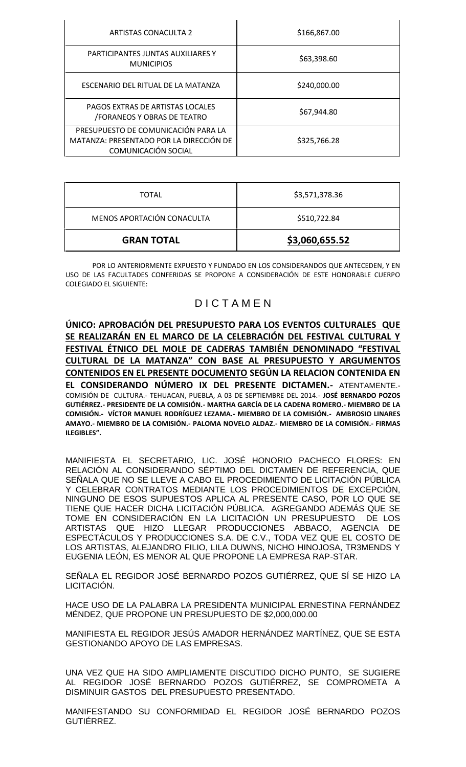| ARTISTAS CONACULTA 2 | $166,867.00 |
|---|---|
| PARTICIPANTES JUNTAS AUXILIARES Y MUNICIPIOS | $63,398.60 |
| ESCENARIO DEL RITUAL DE LA MATANZA | $240,000.00 |
| PAGOS EXTRAS DE ARTISTAS LOCALES /FORANEOS Y OBRAS DE TEATRO | $67,944.80 |
| PRESUPUESTO DE COMUNICACIÓN PARA LA MATANZA: PRESENTADO POR LA DIRECCIÓN DE COMUNICACIÓN SOCIAL | $325,766.28 |

| TOTAL | $3,571,378.36 |
|---|---|
| MENOS APORTACIÓN CONACULTA | $510,722.84 |
| **GRAN TOTAL** | **$3,060,655.52** |

POR LO ANTERIORMENTE EXPUESTO Y FUNDADO EN LOS CONSIDERANDOS QUE ANTECEDEN, Y EN USO DE LAS FACULTADES CONFERIDAS SE PROPONE A CONSIDERACIÓN DE ESTE HONORABLE CUERPO COLEGIADO EL SIGUIENTE:

## D I C T A M E N

**ÚNICO: APROBACIÓN DEL PRESUPUESTO PARA LOS EVENTOS CULTURALES QUE SE REALIZARÁN EN EL MARCO DE LA CELEBRACIÓN DEL FESTIVAL CULTURAL Y FESTIVAL ÉTNICO DEL MOLE DE CADERAS TAMBIÉN DENOMINADO "FESTIVAL CULTURAL DE LA MATANZA" CON BASE AL PRESUPUESTO Y ARGUMENTOS CONTENIDOS EN EL PRESENTE DOCUMENTO SEGÚN LA RELACION CONTENIDA EN EL CONSIDERANDO NÚMERO IX DEL PRESENTE DICTAMEN.-** ATENTAMENTE.- COMISIÓN DE CULTURA.- TEHUACAN, PUEBLA, A 03 DE SEPTIEMBRE DEL 2014.- **JOSÉ BERNARDO POZOS GUTIÉRREZ.- PRESIDENTE DE LA COMISIÓN.- MARTHA GARCÍA DE LA CADENA ROMERO.- MIEMBRO DE LA COMISIÓN.- VÍCTOR MANUEL RODRÍGUEZ LEZAMA.- MIEMBRO DE LA COMISIÓN.- AMBROSIO LINARES AMAYO.- MIEMBRO DE LA COMISIÓN.- PALOMA NOVELO ALDAZ.- MIEMBRO DE LA COMISIÓN.- FIRMAS ILEGIBLES".**

MANIFIESTA EL SECRETARIO, LIC. JOSÉ HONORIO PACHECO FLORES: EN RELACIÓN AL CONSIDERANDO SÉPTIMO DEL DICTAMEN DE REFERENCIA, QUE SEÑALA QUE NO SE LLEVE A CABO EL PROCEDIMIENTO DE LICITACIÓN PÚBLICA Y CELEBRAR CONTRATOS MEDIANTE LOS PROCEDIMIENTOS DE EXCEPCIÓN, NINGUNO DE ESOS SUPUESTOS APLICA AL PRESENTE CASO, POR LO QUE SE TIENE QUE HACER DICHA LICITACIÓN PÚBLICA. AGREGANDO ADEMÁS QUE SE TOME EN CONSIDERACIÓN EN LA LICITACIÓN UN PRESUPUESTO DE LOS ARTISTAS QUE HIZO LLEGAR PRODUCCIONES ABBACO, AGENCIA DE ESPECTÁCULOS Y PRODUCCIONES S.A. DE C.V., TODA VEZ QUE EL COSTO DE LOS ARTISTAS, ALEJANDRO FILIO, LILA DUWNS, NICHO HINOJOSA, TR3MENDS Y EUGENIA LEÓN, ES MENOR AL QUE PROPONE LA EMPRESA RAP-STAR.

SEÑALA EL REGIDOR JOSÉ BERNARDO POZOS GUTIÉRREZ, QUE SÍ SE HIZO LA LICITACIÓN.

HACE USO DE LA PALABRA LA PRESIDENTA MUNICIPAL ERNESTINA FERNÁNDEZ MÉNDEZ, QUE PROPONE UN PRESUPUESTO DE $2,000,000.00

MANIFIESTA EL REGIDOR JESÚS AMADOR HERNÁNDEZ MARTÍNEZ, QUE SE ESTA GESTIONANDO APOYO DE LAS EMPRESAS.

UNA VEZ QUE HA SIDO AMPLIAMENTE DISCUTIDO DICHO PUNTO, SE SUGIERE AL REGIDOR JOSÉ BERNARDO POZOS GUTIÉRREZ, SE COMPROMETA A DISMINUIR GASTOS DEL PRESUPUESTO PRESENTADO.

MANIFESTANDO SU CONFORMIDAD EL REGIDOR JOSÉ BERNARDO POZOS GUTIÉRREZ.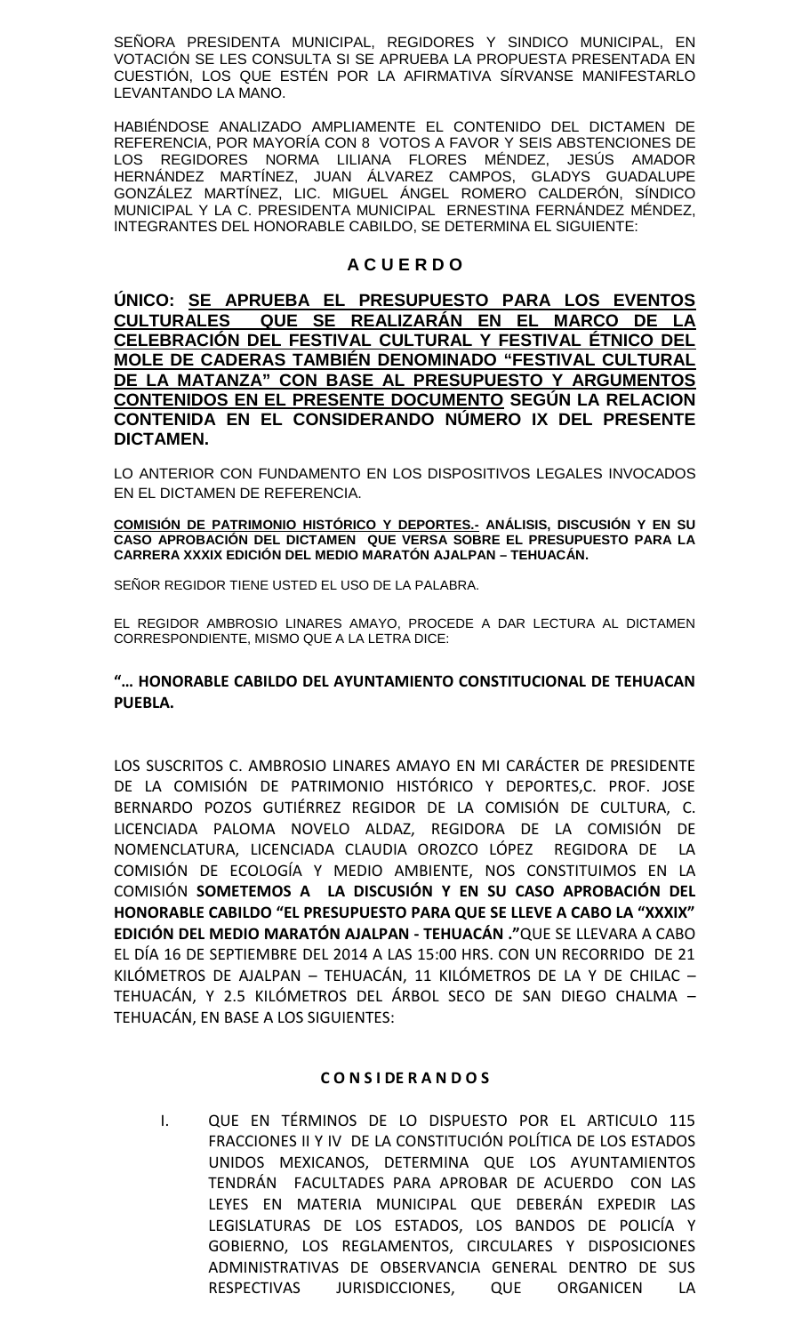SEÑORA PRESIDENTA MUNICIPAL, REGIDORES Y SINDICO MUNICIPAL, EN VOTACIÓN SE LES CONSULTA SI SE APRUEBA LA PROPUESTA PRESENTADA EN CUESTIÓN, LOS QUE ESTÉN POR LA AFIRMATIVA SÍRVANSE MANIFESTARLO LEVANTANDO LA MANO.

HABIÉNDOSE ANALIZADO AMPLIAMENTE EL CONTENIDO DEL DICTAMEN DE REFERENCIA, POR MAYORÍA CON 8 VOTOS A FAVOR Y SEIS ABSTENCIONES DE LOS REGIDORES NORMA LILIANA FLORES MÉNDEZ, JESÚS AMADOR HERNÁNDEZ MARTÍNEZ, JUAN ÁLVAREZ CAMPOS, GLADYS GUADALUPE GONZÁLEZ MARTÍNEZ, LIC. MIGUEL ÁNGEL ROMERO CALDERÓN, SÍNDICO MUNICIPAL Y LA C. PRESIDENTA MUNICIPAL ERNESTINA FERNÁNDEZ MÉNDEZ, INTEGRANTES DEL HONORABLE CABILDO, SE DETERMINA EL SIGUIENTE:

## A C U E R D O

**ÚNICO: SE APRUEBA EL PRESUPUESTO PARA LOS EVENTOS CULTURALES QUE SE REALIZARÁN EN EL MARCO DE LA CELEBRACIÓN DEL FESTIVAL CULTURAL Y FESTIVAL ÉTNICO DEL MOLE DE CADERAS TAMBIÉN DENOMINADO "FESTIVAL CULTURAL DE LA MATANZA" CON BASE AL PRESUPUESTO Y ARGUMENTOS CONTENIDOS EN EL PRESENTE DOCUMENTO SEGÚN LA RELACION CONTENIDA EN EL CONSIDERANDO NÚMERO IX DEL PRESENTE DICTAMEN.**

LO ANTERIOR CON FUNDAMENTO EN LOS DISPOSITIVOS LEGALES INVOCADOS EN EL DICTAMEN DE REFERENCIA.

**COMISIÓN DE PATRIMONIO HISTÓRICO Y DEPORTES.- ANÁLISIS, DISCUSIÓN Y EN SU CASO APROBACIÓN DEL DICTAMEN QUE VERSA SOBRE EL PRESUPUESTO PARA LA CARRERA XXXIX EDICIÓN DEL MEDIO MARATÓN AJALPAN – TEHUACÁN.**

SEÑOR REGIDOR TIENE USTED EL USO DE LA PALABRA.

EL REGIDOR AMBROSIO LINARES AMAYO, PROCEDE A DAR LECTURA AL DICTAMEN CORRESPONDIENTE, MISMO QUE A LA LETRA DICE:

**"… HONORABLE CABILDO DEL AYUNTAMIENTO CONSTITUCIONAL DE TEHUACAN PUEBLA.**

LOS SUSCRITOS C. AMBROSIO LINARES AMAYO EN MI CARÁCTER DE PRESIDENTE DE LA COMISIÓN DE PATRIMONIO HISTÓRICO Y DEPORTES,C. PROF. JOSE BERNARDO POZOS GUTIÉRREZ REGIDOR DE LA COMISIÓN DE CULTURA, C. LICENCIADA PALOMA NOVELO ALDAZ, REGIDORA DE LA COMISIÓN DE NOMENCLATURA, LICENCIADA CLAUDIA OROZCO LÓPEZ REGIDORA DE LA COMISIÓN DE ECOLOGÍA Y MEDIO AMBIENTE, NOS CONSTITUIMOS EN LA COMISIÓN **SOMETEMOS A LA DISCUSIÓN Y EN SU CASO APROBACIÓN DEL HONORABLE CABILDO "EL PRESUPUESTO PARA QUE SE LLEVE A CABO LA "XXXIX" EDICIÓN DEL MEDIO MARATÓN AJALPAN - TEHUACÁN ."**QUE SE LLEVARA A CABO EL DÍA 16 DE SEPTIEMBRE DEL 2014 A LAS 15:00 HRS. CON UN RECORRIDO DE 21 KILÓMETROS DE AJALPAN – TEHUACÁN, 11 KILÓMETROS DE LA Y DE CHILAC – TEHUACÁN, Y 2.5 KILÓMETROS DEL ÁRBOL SECO DE SAN DIEGO CHALMA – TEHUACÁN, EN BASE A LOS SIGUIENTES:

**C O N S I DE R A N D O S**

I. QUE EN TÉRMINOS DE LO DISPUESTO POR EL ARTICULO 115 FRACCIONES II Y IV DE LA CONSTITUCIÓN POLÍTICA DE LOS ESTADOS UNIDOS MEXICANOS, DETERMINA QUE LOS AYUNTAMIENTOS TENDRÁN FACULTADES PARA APROBAR DE ACUERDO CON LAS LEYES EN MATERIA MUNICIPAL QUE DEBERÁN EXPEDIR LAS LEGISLATURAS DE LOS ESTADOS, LOS BANDOS DE POLICÍA Y GOBIERNO, LOS REGLAMENTOS, CIRCULARES Y DISPOSICIONES ADMINISTRATIVAS DE OBSERVANCIA GENERAL DENTRO DE SUS RESPECTIVAS JURISDICCIONES, QUE ORGANICEN LA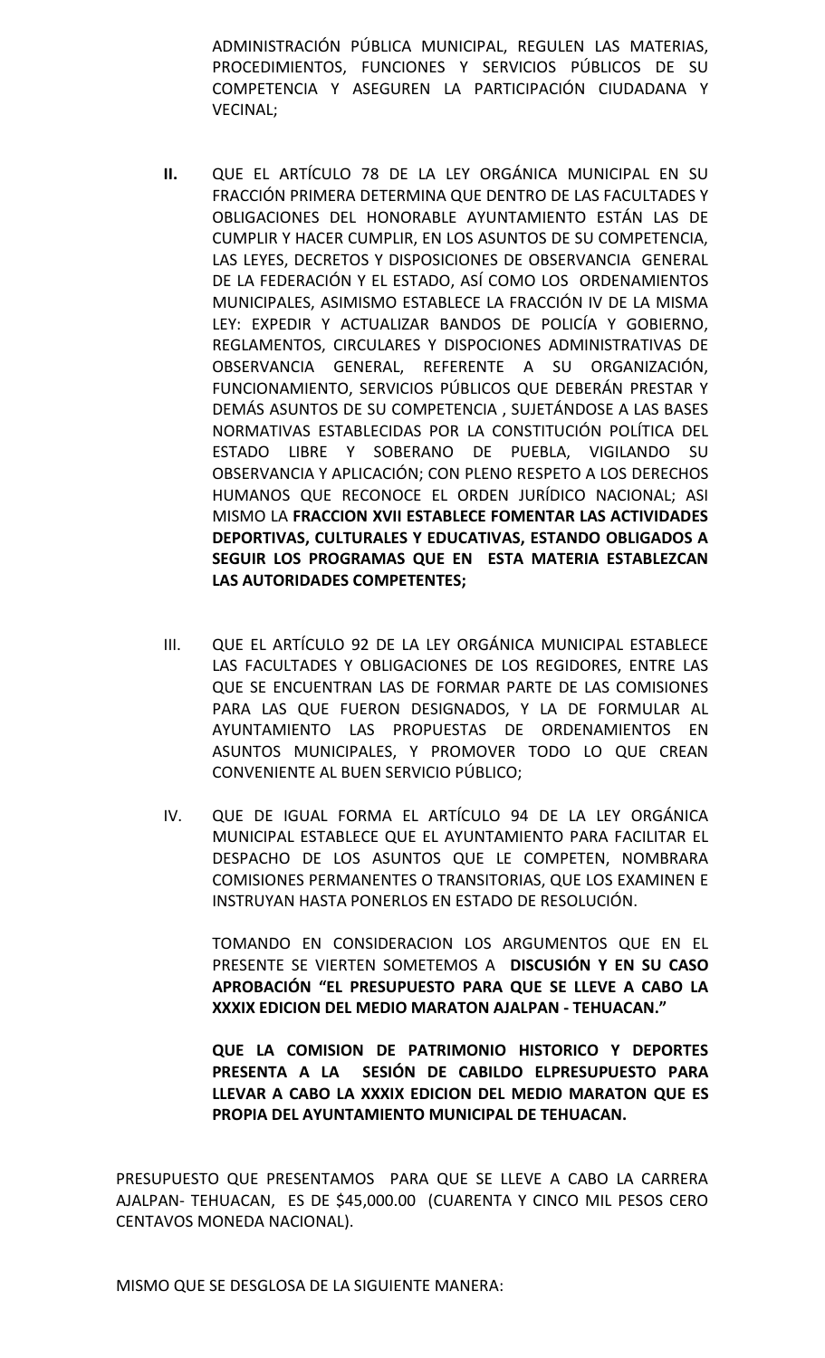ADMINISTRACIÓN PÚBLICA MUNICIPAL, REGULEN LAS MATERIAS, PROCEDIMIENTOS, FUNCIONES Y SERVICIOS PÚBLICOS DE SU COMPETENCIA Y ASEGUREN LA PARTICIPACIÓN CIUDADANA Y VECINAL;

**II.** QUE EL ARTÍCULO 78 DE LA LEY ORGÁNICA MUNICIPAL EN SU FRACCIÓN PRIMERA DETERMINA QUE DENTRO DE LAS FACULTADES Y OBLIGACIONES DEL HONORABLE AYUNTAMIENTO ESTÁN LAS DE CUMPLIR Y HACER CUMPLIR, EN LOS ASUNTOS DE SU COMPETENCIA, LAS LEYES, DECRETOS Y DISPOSICIONES DE OBSERVANCIA GENERAL DE LA FEDERACIÓN Y EL ESTADO, ASÍ COMO LOS ORDENAMIENTOS MUNICIPALES, ASIMISMO ESTABLECE LA FRACCIÓN IV DE LA MISMA LEY: EXPEDIR Y ACTUALIZAR BANDOS DE POLICÍA Y GOBIERNO, REGLAMENTOS, CIRCULARES Y DISPOCIONES ADMINISTRATIVAS DE OBSERVANCIA GENERAL, REFERENTE A SU ORGANIZACIÓN, FUNCIONAMIENTO, SERVICIOS PÚBLICOS QUE DEBERÁN PRESTAR Y DEMÁS ASUNTOS DE SU COMPETENCIA , SUJETÁNDOSE A LAS BASES NORMATIVAS ESTABLECIDAS POR LA CONSTITUCIÓN POLÍTICA DEL ESTADO LIBRE Y SOBERANO DE PUEBLA, VIGILANDO SU OBSERVANCIA Y APLICACIÓN; CON PLENO RESPETO A LOS DERECHOS HUMANOS QUE RECONOCE EL ORDEN JURÍDICO NACIONAL; ASI MISMO LA **FRACCION XVII ESTABLECE FOMENTAR LAS ACTIVIDADES DEPORTIVAS, CULTURALES Y EDUCATIVAS, ESTANDO OBLIGADOS A SEGUIR LOS PROGRAMAS QUE EN ESTA MATERIA ESTABLEZCAN LAS AUTORIDADES COMPETENTES;**

III. QUE EL ARTÍCULO 92 DE LA LEY ORGÁNICA MUNICIPAL ESTABLECE LAS FACULTADES Y OBLIGACIONES DE LOS REGIDORES, ENTRE LAS QUE SE ENCUENTRAN LAS DE FORMAR PARTE DE LAS COMISIONES PARA LAS QUE FUERON DESIGNADOS, Y LA DE FORMULAR AL AYUNTAMIENTO LAS PROPUESTAS DE ORDENAMIENTOS EN ASUNTOS MUNICIPALES, Y PROMOVER TODO LO QUE CREAN CONVENIENTE AL BUEN SERVICIO PÚBLICO;

IV. QUE DE IGUAL FORMA EL ARTÍCULO 94 DE LA LEY ORGÁNICA MUNICIPAL ESTABLECE QUE EL AYUNTAMIENTO PARA FACILITAR EL DESPACHO DE LOS ASUNTOS QUE LE COMPETEN, NOMBRARA COMISIONES PERMANENTES O TRANSITORIAS, QUE LOS EXAMINEN E INSTRUYAN HASTA PONERLOS EN ESTADO DE RESOLUCIÓN.

TOMANDO EN CONSIDERACION LOS ARGUMENTOS QUE EN EL PRESENTE SE VIERTEN SOMETEMOS A **DISCUSIÓN Y EN SU CASO APROBACIÓN "EL PRESUPUESTO PARA QUE SE LLEVE A CABO LA XXXIX EDICION DEL MEDIO MARATON AJALPAN - TEHUACAN."**

**QUE LA COMISION DE PATRIMONIO HISTORICO Y DEPORTES PRESENTA A LA SESIÓN DE CABILDO ELPRESUPUESTO PARA LLEVAR A CABO LA XXXIX EDICION DEL MEDIO MARATON QUE ES PROPIA DEL AYUNTAMIENTO MUNICIPAL DE TEHUACAN.**

PRESUPUESTO QUE PRESENTAMOS PARA QUE SE LLEVE A CABO LA CARRERA AJALPAN- TEHUACAN, ES DE $45,000.00 (CUARENTA Y CINCO MIL PESOS CERO CENTAVOS MONEDA NACIONAL).

MISMO QUE SE DESGLOSA DE LA SIGUIENTE MANERA: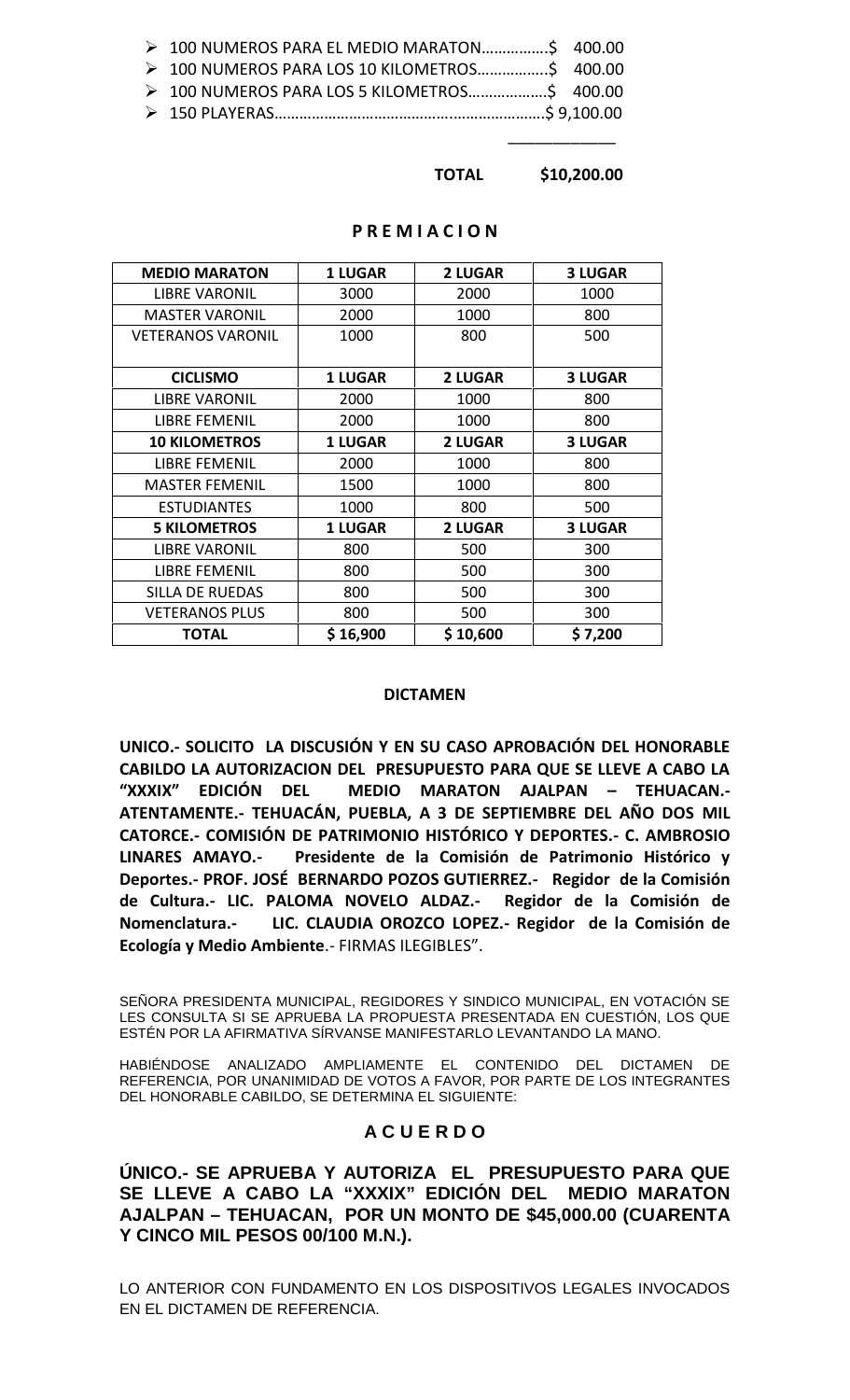- 100 NUMEROS PARA EL MEDIO MARATON…………….$ 400.00
- 100 NUMEROS PARA LOS 10 KILOMETROS……………..$ 400.00
- 100 NUMEROS PARA LOS 5 KILOMETROS……………….$ 400.00
- 150 PLAYERAS…………………………………..………………….$ 9,100.00

**TOTAL $10,200.00**

**P R E M I A C I O N**

| MEDIO MARATON | 1 LUGAR | 2 LUGAR | 3 LUGAR |
|---|---|---|---|
| LIBRE VARONIL | 3000 | 2000 | 1000 |
| MASTER VARONIL | 2000 | 1000 | 800 |
| VETERANOS VARONIL | 1000 | 800 | 500 |
| **CICLISMO** | **1 LUGAR** | **2 LUGAR** | **3 LUGAR** |
| LIBRE VARONIL | 2000 | 1000 | 800 |
| LIBRE FEMENIL | 2000 | 1000 | 800 |
| **10 KILOMETROS** | **1 LUGAR** | **2 LUGAR** | **3 LUGAR** |
| LIBRE FEMENIL | 2000 | 1000 | 800 |
| MASTER FEMENIL | 1500 | 1000 | 800 |
| ESTUDIANTES | 1000 | 800 | 500 |
| **5 KILOMETROS** | **1 LUGAR** | **2 LUGAR** | **3 LUGAR** |
| LIBRE VARONIL | 800 | 500 | 300 |
| LIBRE FEMENIL | 800 | 500 | 300 |
| SILLA DE RUEDAS | 800 | 500 | 300 |
| VETERANOS PLUS | 800 | 500 | 300 |
| **TOTAL** | **$ 16,900** | **$ 10,600** | **$ 7,200** |

**DICTAMEN**

**UNICO.- SOLICITO LA DISCUSIÓN Y EN SU CASO APROBACIÓN DEL HONORABLE CABILDO LA AUTORIZACION DEL PRESUPUESTO PARA QUE SE LLEVE A CABO LA "XXXIX" EDICIÓN DEL MEDIO MARATON AJALPAN – TEHUACAN.- ATENTAMENTE.- TEHUACÁN, PUEBLA, A 3 DE SEPTIEMBRE DEL AÑO DOS MIL CATORCE.- COMISIÓN DE PATRIMONIO HISTÓRICO Y DEPORTES.- C. AMBROSIO LINARES AMAYO.- Presidente de la Comisión de Patrimonio Histórico y Deportes.- PROF. JOSÉ BERNARDO POZOS GUTIERREZ.- Regidor de la Comisión de Cultura.- LIC. PALOMA NOVELO ALDAZ.- Regidor de la Comisión de Nomenclatura.- LIC. CLAUDIA OROZCO LOPEZ.- Regidor de la Comisión de Ecología y Medio Ambiente**.- FIRMAS ILEGIBLES".

SEÑORA PRESIDENTA MUNICIPAL, REGIDORES Y SINDICO MUNICIPAL, EN VOTACIÓN SE LES CONSULTA SI SE APRUEBA LA PROPUESTA PRESENTADA EN CUESTIÓN, LOS QUE ESTÉN POR LA AFIRMATIVA SÍRVANSE MANIFESTARLO LEVANTANDO LA MANO.

HABIÉNDOSE ANALIZADO AMPLIAMENTE EL CONTENIDO DEL DICTAMEN DE REFERENCIA, POR UNANIMIDAD DE VOTOS A FAVOR, POR PARTE DE LOS INTEGRANTES DEL HONORABLE CABILDO, SE DETERMINA EL SIGUIENTE:

## A C U E R D O

**ÚNICO.- SE APRUEBA Y AUTORIZA EL PRESUPUESTO PARA QUE SE LLEVE A CABO LA "XXXIX" EDICIÓN DEL MEDIO MARATON AJALPAN – TEHUACAN, POR UN MONTO DE $45,000.00 (CUARENTA Y CINCO MIL PESOS 00/100 M.N.).**

LO ANTERIOR CON FUNDAMENTO EN LOS DISPOSITIVOS LEGALES INVOCADOS EN EL DICTAMEN DE REFERENCIA.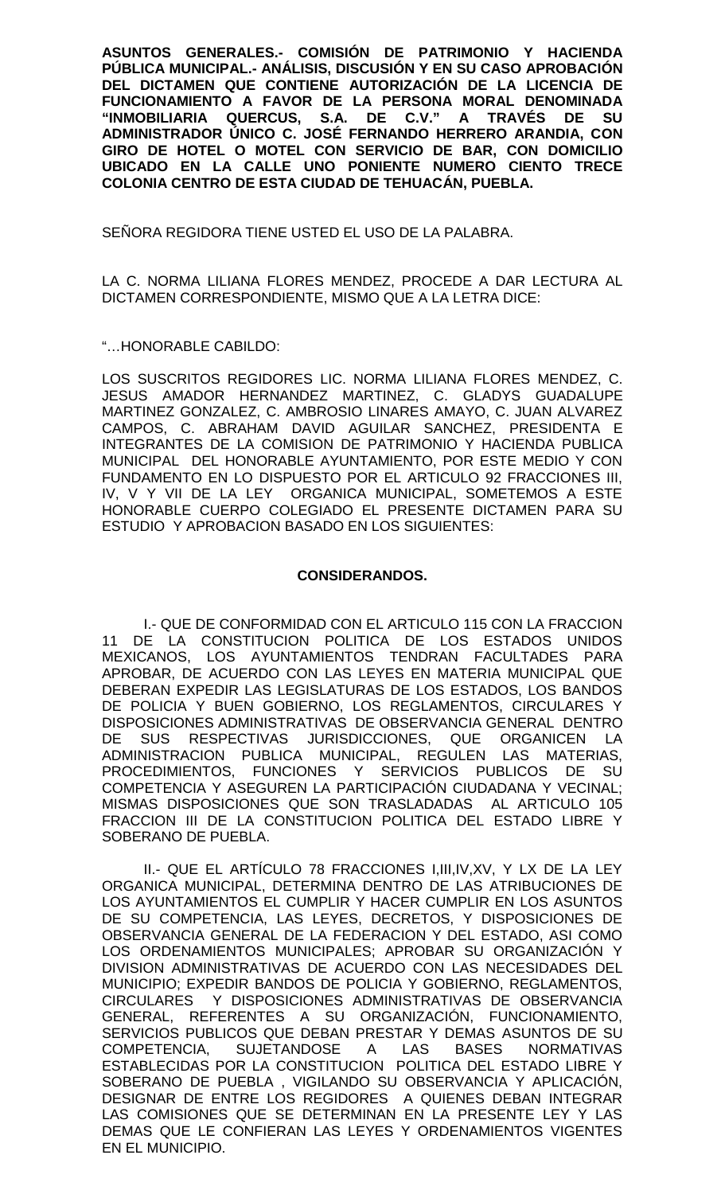**ASUNTOS GENERALES.- COMISIÓN DE PATRIMONIO Y HACIENDA PÚBLICA MUNICIPAL.- ANÁLISIS, DISCUSIÓN Y EN SU CASO APROBACIÓN DEL DICTAMEN QUE CONTIENE AUTORIZACIÓN DE LA LICENCIA DE FUNCIONAMIENTO A FAVOR DE LA PERSONA MORAL DENOMINADA "INMOBILIARIA QUERCUS, S.A. DE C.V." A TRAVÉS DE SU ADMINISTRADOR ÚNICO C. JOSÉ FERNANDO HERRERO ARANDIA, CON GIRO DE HOTEL O MOTEL CON SERVICIO DE BAR, CON DOMICILIO UBICADO EN LA CALLE UNO PONIENTE NUMERO CIENTO TRECE COLONIA CENTRO DE ESTA CIUDAD DE TEHUACÁN, PUEBLA.**

SEÑORA REGIDORA TIENE USTED EL USO DE LA PALABRA.

LA C. NORMA LILIANA FLORES MENDEZ, PROCEDE A DAR LECTURA AL DICTAMEN CORRESPONDIENTE, MISMO QUE A LA LETRA DICE:

"…HONORABLE CABILDO:

LOS SUSCRITOS REGIDORES LIC. NORMA LILIANA FLORES MENDEZ, C. JESUS AMADOR HERNANDEZ MARTINEZ, C. GLADYS GUADALUPE MARTINEZ GONZALEZ, C. AMBROSIO LINARES AMAYO, C. JUAN ALVAREZ CAMPOS, C. ABRAHAM DAVID AGUILAR SANCHEZ, PRESIDENTA E INTEGRANTES DE LA COMISION DE PATRIMONIO Y HACIENDA PUBLICA MUNICIPAL DEL HONORABLE AYUNTAMIENTO, POR ESTE MEDIO Y CON FUNDAMENTO EN LO DISPUESTO POR EL ARTICULO 92 FRACCIONES III, IV, V Y VII DE LA LEY ORGANICA MUNICIPAL, SOMETEMOS A ESTE HONORABLE CUERPO COLEGIADO EL PRESENTE DICTAMEN PARA SU ESTUDIO Y APROBACION BASADO EN LOS SIGUIENTES:

**CONSIDERANDOS.**

I.- QUE DE CONFORMIDAD CON EL ARTICULO 115 CON LA FRACCION 11 DE LA CONSTITUCION POLITICA DE LOS ESTADOS UNIDOS MEXICANOS, LOS AYUNTAMIENTOS TENDRAN FACULTADES PARA APROBAR, DE ACUERDO CON LAS LEYES EN MATERIA MUNICIPAL QUE DEBERAN EXPEDIR LAS LEGISLATURAS DE LOS ESTADOS, LOS BANDOS DE POLICIA Y BUEN GOBIERNO, LOS REGLAMENTOS, CIRCULARES Y DISPOSICIONES ADMINISTRATIVAS DE OBSERVANCIA GENERAL DENTRO DE SUS RESPECTIVAS JURISDICCIONES, QUE ORGANICEN LA ADMINISTRACION PUBLICA MUNICIPAL, REGULEN LAS MATERIAS, PROCEDIMIENTOS, FUNCIONES Y SERVICIOS PUBLICOS DE SU COMPETENCIA Y ASEGUREN LA PARTICIPACIÓN CIUDADANA Y VECINAL; MISMAS DISPOSICIONES QUE SON TRASLADADAS AL ARTICULO 105 FRACCION III DE LA CONSTITUCION POLITICA DEL ESTADO LIBRE Y SOBERANO DE PUEBLA.

II.- QUE EL ARTÍCULO 78 FRACCIONES I,III,IV,XV, Y LX DE LA LEY ORGANICA MUNICIPAL, DETERMINA DENTRO DE LAS ATRIBUCIONES DE LOS AYUNTAMIENTOS EL CUMPLIR Y HACER CUMPLIR EN LOS ASUNTOS DE SU COMPETENCIA, LAS LEYES, DECRETOS, Y DISPOSICIONES DE OBSERVANCIA GENERAL DE LA FEDERACION Y DEL ESTADO, ASI COMO LOS ORDENAMIENTOS MUNICIPALES; APROBAR SU ORGANIZACIÓN Y DIVISION ADMINISTRATIVAS DE ACUERDO CON LAS NECESIDADES DEL MUNICIPIO; EXPEDIR BANDOS DE POLICIA Y GOBIERNO, REGLAMENTOS, CIRCULARES Y DISPOSICIONES ADMINISTRATIVAS DE OBSERVANCIA GENERAL, REFERENTES A SU ORGANIZACIÓN, FUNCIONAMIENTO, SERVICIOS PUBLICOS QUE DEBAN PRESTAR Y DEMAS ASUNTOS DE SU COMPETENCIA, SUJETANDOSE A LAS BASES NORMATIVAS ESTABLECIDAS POR LA CONSTITUCION POLITICA DEL ESTADO LIBRE Y SOBERANO DE PUEBLA , VIGILANDO SU OBSERVANCIA Y APLICACIÓN, DESIGNAR DE ENTRE LOS REGIDORES A QUIENES DEBAN INTEGRAR LAS COMISIONES QUE SE DETERMINAN EN LA PRESENTE LEY Y LAS DEMAS QUE LE CONFIERAN LAS LEYES Y ORDENAMIENTOS VIGENTES EN EL MUNICIPIO.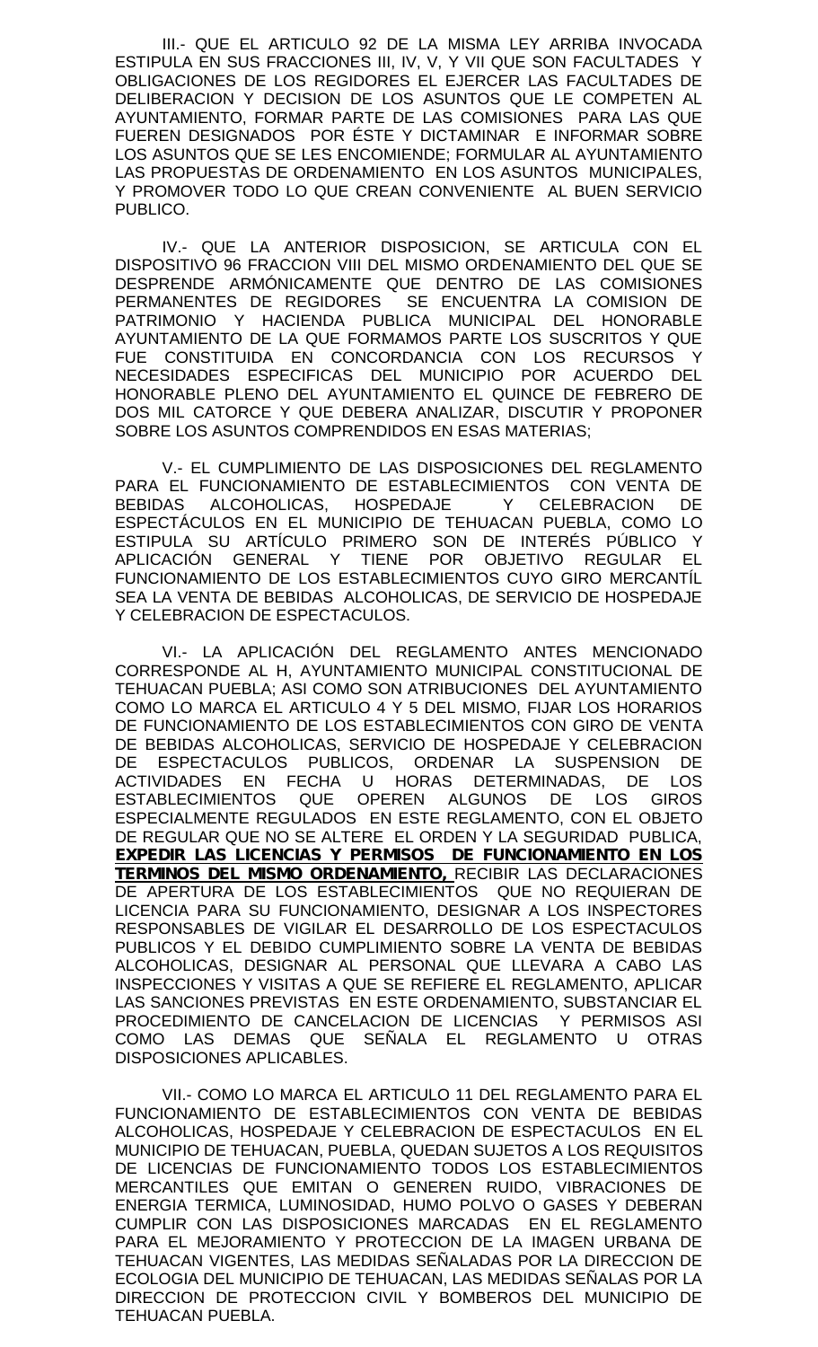III.- QUE EL ARTICULO 92 DE LA MISMA LEY ARRIBA INVOCADA ESTIPULA EN SUS FRACCIONES III, IV, V, Y VII QUE SON FACULTADES Y OBLIGACIONES DE LOS REGIDORES EL EJERCER LAS FACULTADES DE DELIBERACION Y DECISION DE LOS ASUNTOS QUE LE COMPETEN AL AYUNTAMIENTO, FORMAR PARTE DE LAS COMISIONES PARA LAS QUE FUEREN DESIGNADOS POR ÉSTE Y DICTAMINAR E INFORMAR SOBRE LOS ASUNTOS QUE SE LES ENCOMIENDE; FORMULAR AL AYUNTAMIENTO LAS PROPUESTAS DE ORDENAMIENTO EN LOS ASUNTOS MUNICIPALES, Y PROMOVER TODO LO QUE CREAN CONVENIENTE AL BUEN SERVICIO PUBLICO.

IV.- QUE LA ANTERIOR DISPOSICION, SE ARTICULA CON EL DISPOSITIVO 96 FRACCION VIII DEL MISMO ORDENAMIENTO DEL QUE SE DESPRENDE ARMÓNICAMENTE QUE DENTRO DE LAS COMISIONES PERMANENTES DE REGIDORES SE ENCUENTRA LA COMISION DE PATRIMONIO Y HACIENDA PUBLICA MUNICIPAL DEL HONORABLE AYUNTAMIENTO DE LA QUE FORMAMOS PARTE LOS SUSCRITOS Y QUE FUE CONSTITUIDA EN CONCORDANCIA CON LOS RECURSOS Y NECESIDADES ESPECIFICAS DEL MUNICIPIO POR ACUERDO DEL HONORABLE PLENO DEL AYUNTAMIENTO EL QUINCE DE FEBRERO DE DOS MIL CATORCE Y QUE DEBERA ANALIZAR, DISCUTIR Y PROPONER SOBRE LOS ASUNTOS COMPRENDIDOS EN ESAS MATERIAS;

V.- EL CUMPLIMIENTO DE LAS DISPOSICIONES DEL REGLAMENTO PARA EL FUNCIONAMIENTO DE ESTABLECIMIENTOS CON VENTA DE BEBIDAS ALCOHOLICAS, HOSPEDAJE Y CELEBRACION DE ESPECTÁCULOS EN EL MUNICIPIO DE TEHUACAN PUEBLA, COMO LO ESTIPULA SU ARTÍCULO PRIMERO SON DE INTERÉS PÚBLICO Y APLICACIÓN GENERAL Y TIENE POR OBJETIVO REGULAR EL FUNCIONAMIENTO DE LOS ESTABLECIMIENTOS CUYO GIRO MERCANTÍL SEA LA VENTA DE BEBIDAS ALCOHOLICAS, DE SERVICIO DE HOSPEDAJE Y CELEBRACION DE ESPECTACULOS.

VI.- LA APLICACIÓN DEL REGLAMENTO ANTES MENCIONADO CORRESPONDE AL H, AYUNTAMIENTO MUNICIPAL CONSTITUCIONAL DE TEHUACAN PUEBLA; ASI COMO SON ATRIBUCIONES DEL AYUNTAMIENTO COMO LO MARCA EL ARTICULO 4 Y 5 DEL MISMO, FIJAR LOS HORARIOS DE FUNCIONAMIENTO DE LOS ESTABLECIMIENTOS CON GIRO DE VENTA DE BEBIDAS ALCOHOLICAS, SERVICIO DE HOSPEDAJE Y CELEBRACION DE ESPECTACULOS PUBLICOS, ORDENAR LA SUSPENSION DE ACTIVIDADES EN FECHA U HORAS DETERMINADAS, DE LOS ESTABLECIMIENTOS QUE OPEREN ALGUNOS DE LOS GIROS ESPECIALMENTE REGULADOS EN ESTE REGLAMENTO, CON EL OBJETO DE REGULAR QUE NO SE ALTERE EL ORDEN Y LA SEGURIDAD PUBLICA, **EXPEDIR LAS LICENCIAS Y PERMISOS DE FUNCIONAMIENTO EN LOS TERMINOS DEL MISMO ORDENAMIENTO,** RECIBIR LAS DECLARACIONES DE APERTURA DE LOS ESTABLECIMIENTOS QUE NO REQUIERAN DE LICENCIA PARA SU FUNCIONAMIENTO, DESIGNAR A LOS INSPECTORES RESPONSABLES DE VIGILAR EL DESARROLLO DE LOS ESPECTACULOS PUBLICOS Y EL DEBIDO CUMPLIMIENTO SOBRE LA VENTA DE BEBIDAS ALCOHOLICAS, DESIGNAR AL PERSONAL QUE LLEVARA A CABO LAS INSPECCIONES Y VISITAS A QUE SE REFIERE EL REGLAMENTO, APLICAR LAS SANCIONES PREVISTAS EN ESTE ORDENAMIENTO, SUBSTANCIAR EL PROCEDIMIENTO DE CANCELACION DE LICENCIAS Y PERMISOS ASI COMO LAS DEMAS QUE SEÑALA EL REGLAMENTO U OTRAS DISPOSICIONES APLICABLES.

VII.- COMO LO MARCA EL ARTICULO 11 DEL REGLAMENTO PARA EL FUNCIONAMIENTO DE ESTABLECIMIENTOS CON VENTA DE BEBIDAS ALCOHOLICAS, HOSPEDAJE Y CELEBRACION DE ESPECTACULOS EN EL MUNICIPIO DE TEHUACAN, PUEBLA, QUEDAN SUJETOS A LOS REQUISITOS DE LICENCIAS DE FUNCIONAMIENTO TODOS LOS ESTABLECIMIENTOS MERCANTILES QUE EMITAN O GENEREN RUIDO, VIBRACIONES DE ENERGIA TERMICA, LUMINOSIDAD, HUMO POLVO O GASES Y DEBERAN CUMPLIR CON LAS DISPOSICIONES MARCADAS EN EL REGLAMENTO PARA EL MEJORAMIENTO Y PROTECCION DE LA IMAGEN URBANA DE TEHUACAN VIGENTES, LAS MEDIDAS SEÑALADAS POR LA DIRECCION DE ECOLOGIA DEL MUNICIPIO DE TEHUACAN, LAS MEDIDAS SEÑALAS POR LA DIRECCION DE PROTECCION CIVIL Y BOMBEROS DEL MUNICIPIO DE TEHUACAN PUEBLA.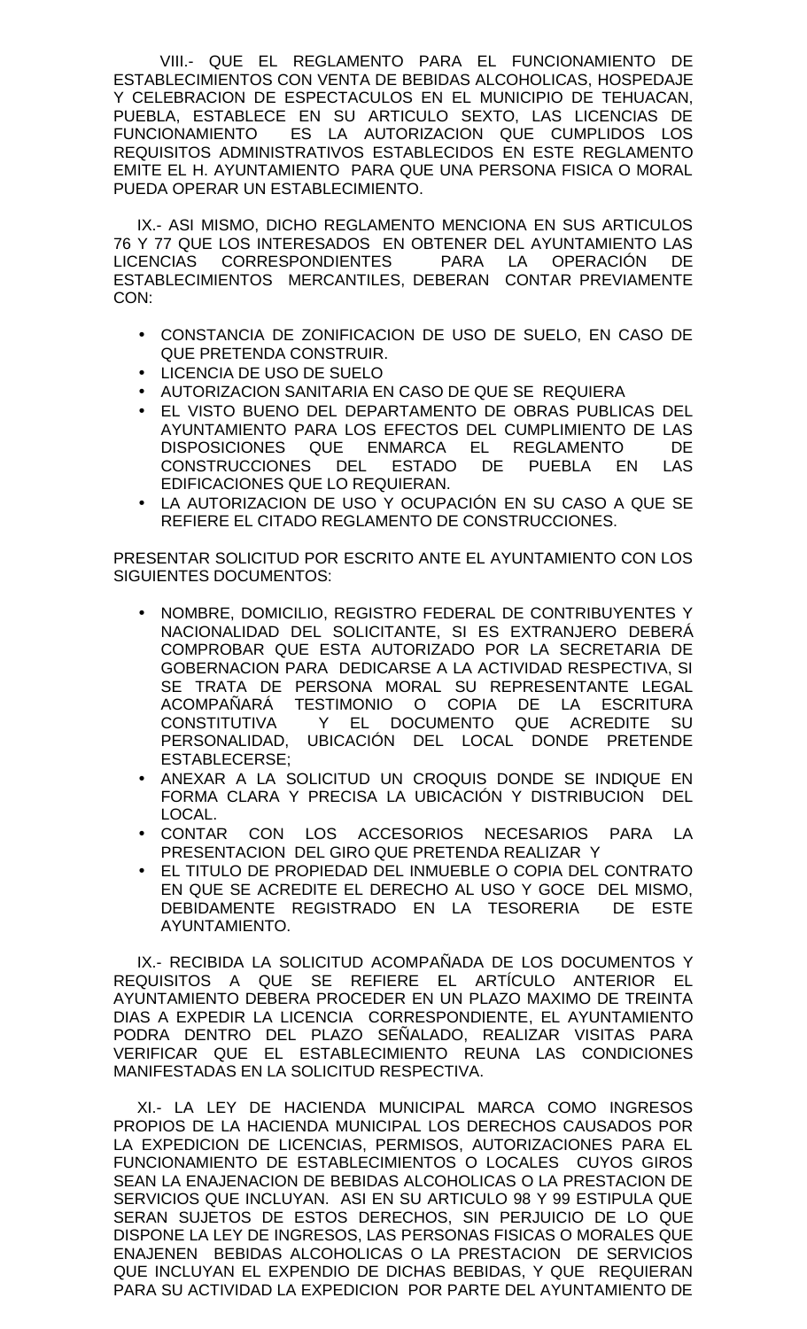VIII.- QUE EL REGLAMENTO PARA EL FUNCIONAMIENTO DE ESTABLECIMIENTOS CON VENTA DE BEBIDAS ALCOHOLICAS, HOSPEDAJE Y CELEBRACION DE ESPECTACULOS EN EL MUNICIPIO DE TEHUACAN, PUEBLA, ESTABLECE EN SU ARTICULO SEXTO, LAS LICENCIAS DE FUNCIONAMIENTO ES LA AUTORIZACION QUE CUMPLIDOS LOS REQUISITOS ADMINISTRATIVOS ESTABLECIDOS EN ESTE REGLAMENTO EMITE EL H. AYUNTAMIENTO PARA QUE UNA PERSONA FISICA O MORAL PUEDA OPERAR UN ESTABLECIMIENTO.

IX.- ASI MISMO, DICHO REGLAMENTO MENCIONA EN SUS ARTICULOS 76 Y 77 QUE LOS INTERESADOS EN OBTENER DEL AYUNTAMIENTO LAS LICENCIAS CORRESPONDIENTES PARA LA OPERACIÓN DE ESTABLECIMIENTOS MERCANTILES, DEBERAN CONTAR PREVIAMENTE CON:

- CONSTANCIA DE ZONIFICACION DE USO DE SUELO, EN CASO DE QUE PRETENDA CONSTRUIR.
- LICENCIA DE USO DE SUELO
- AUTORIZACION SANITARIA EN CASO DE QUE SE REQUIERA
- EL VISTO BUENO DEL DEPARTAMENTO DE OBRAS PUBLICAS DEL AYUNTAMIENTO PARA LOS EFECTOS DEL CUMPLIMIENTO DE LAS DISPOSICIONES QUE ENMARCA EL REGLAMENTO DE CONSTRUCCIONES DEL ESTADO DE PUEBLA EN LAS EDIFICACIONES QUE LO REQUIERAN.
- LA AUTORIZACION DE USO Y OCUPACIÓN EN SU CASO A QUE SE REFIERE EL CITADO REGLAMENTO DE CONSTRUCCIONES.

PRESENTAR SOLICITUD POR ESCRITO ANTE EL AYUNTAMIENTO CON LOS SIGUIENTES DOCUMENTOS:

- NOMBRE, DOMICILIO, REGISTRO FEDERAL DE CONTRIBUYENTES Y NACIONALIDAD DEL SOLICITANTE, SI ES EXTRANJERO DEBERÁ COMPROBAR QUE ESTA AUTORIZADO POR LA SECRETARIA DE GOBERNACION PARA DEDICARSE A LA ACTIVIDAD RESPECTIVA, SI SE TRATA DE PERSONA MORAL SU REPRESENTANTE LEGAL ACOMPAÑARÁ TESTIMONIO O COPIA DE LA ESCRITURA CONSTITUTIVA Y EL DOCUMENTO QUE ACREDITE SU PERSONALIDAD, UBICACIÓN DEL LOCAL DONDE PRETENDE ESTABLECERSE;
- ANEXAR A LA SOLICITUD UN CROQUIS DONDE SE INDIQUE EN FORMA CLARA Y PRECISA LA UBICACIÓN Y DISTRIBUCION DEL LOCAL.
- CONTAR CON LOS ACCESORIOS NECESARIOS PARA LA PRESENTACION DEL GIRO QUE PRETENDA REALIZAR Y
- EL TITULO DE PROPIEDAD DEL INMUEBLE O COPIA DEL CONTRATO EN QUE SE ACREDITE EL DERECHO AL USO Y GOCE DEL MISMO, DEBIDAMENTE REGISTRADO EN LA TESORERIA DE ESTE AYUNTAMIENTO.

IX.- RECIBIDA LA SOLICITUD ACOMPAÑADA DE LOS DOCUMENTOS Y REQUISITOS A QUE SE REFIERE EL ARTÍCULO ANTERIOR EL AYUNTAMIENTO DEBERA PROCEDER EN UN PLAZO MAXIMO DE TREINTA DIAS A EXPEDIR LA LICENCIA CORRESPONDIENTE, EL AYUNTAMIENTO PODRA DENTRO DEL PLAZO SEÑALADO, REALIZAR VISITAS PARA VERIFICAR QUE EL ESTABLECIMIENTO REUNA LAS CONDICIONES MANIFESTADAS EN LA SOLICITUD RESPECTIVA.

XI.- LA LEY DE HACIENDA MUNICIPAL MARCA COMO INGRESOS PROPIOS DE LA HACIENDA MUNICIPAL LOS DERECHOS CAUSADOS POR LA EXPEDICION DE LICENCIAS, PERMISOS, AUTORIZACIONES PARA EL FUNCIONAMIENTO DE ESTABLECIMIENTOS O LOCALES CUYOS GIROS SEAN LA ENAJENACION DE BEBIDAS ALCOHOLICAS O LA PRESTACION DE SERVICIOS QUE INCLUYAN. ASI EN SU ARTICULO 98 Y 99 ESTIPULA QUE SERAN SUJETOS DE ESTOS DERECHOS, SIN PERJUICIO DE LO QUE DISPONE LA LEY DE INGRESOS, LAS PERSONAS FISICAS O MORALES QUE ENAJENEN BEBIDAS ALCOHOLICAS O LA PRESTACION DE SERVICIOS QUE INCLUYAN EL EXPENDIO DE DICHAS BEBIDAS, Y QUE REQUIERAN PARA SU ACTIVIDAD LA EXPEDICION POR PARTE DEL AYUNTAMIENTO DE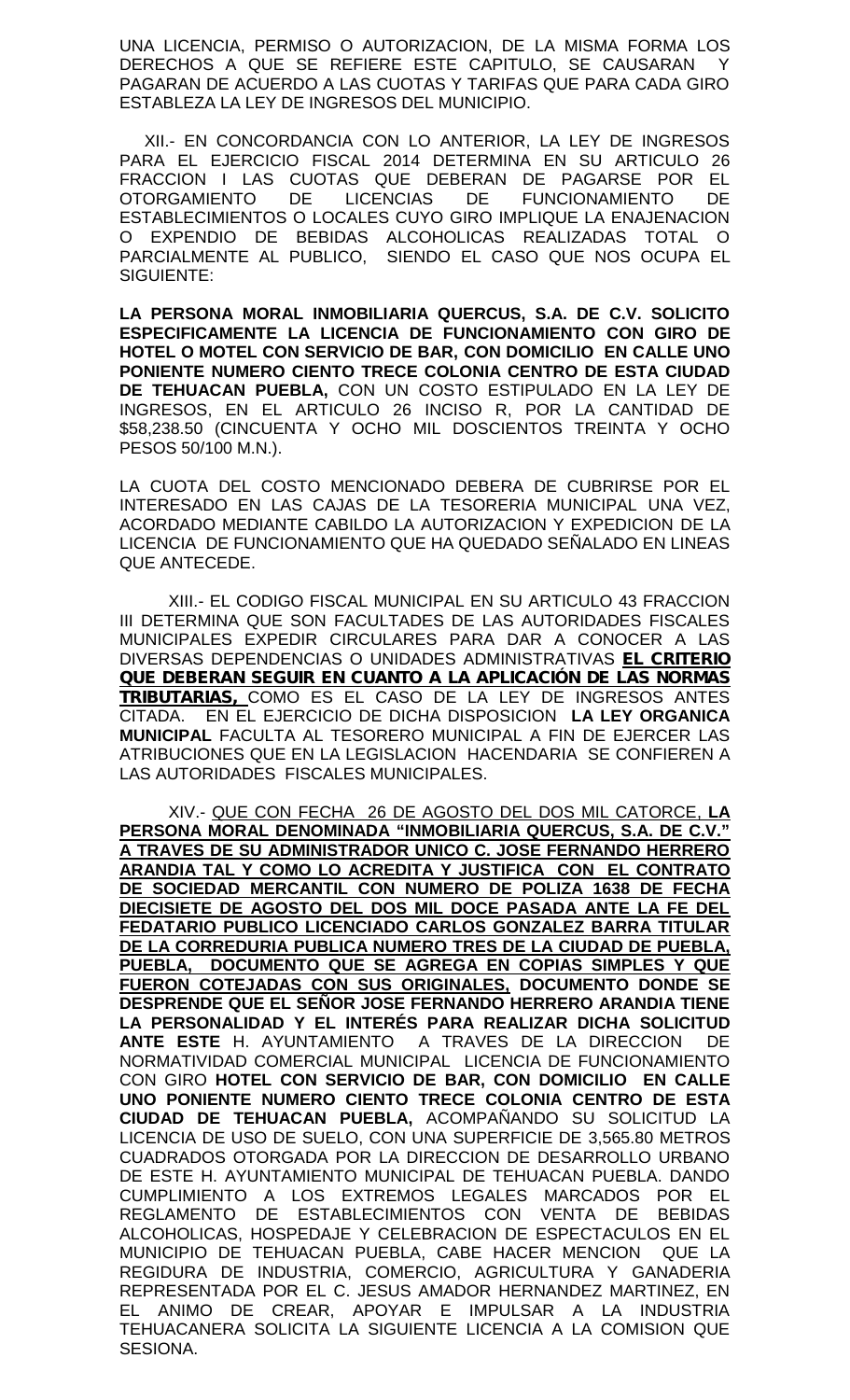UNA LICENCIA, PERMISO O AUTORIZACION, DE LA MISMA FORMA LOS DERECHOS A QUE SE REFIERE ESTE CAPITULO, SE CAUSARAN Y PAGARAN DE ACUERDO A LAS CUOTAS Y TARIFAS QUE PARA CADA GIRO ESTABLEZA LA LEY DE INGRESOS DEL MUNICIPIO.

XII.- EN CONCORDANCIA CON LO ANTERIOR, LA LEY DE INGRESOS PARA EL EJERCICIO FISCAL 2014 DETERMINA EN SU ARTICULO 26 FRACCION I LAS CUOTAS QUE DEBERAN DE PAGARSE POR EL OTORGAMIENTO DE LICENCIAS DE FUNCIONAMIENTO DE ESTABLECIMIENTOS O LOCALES CUYO GIRO IMPLIQUE LA ENAJENACION O EXPENDIO DE BEBIDAS ALCOHOLICAS REALIZADAS TOTAL O PARCIALMENTE AL PUBLICO, SIENDO EL CASO QUE NOS OCUPA EL SIGUIENTE:

**LA PERSONA MORAL INMOBILIARIA QUERCUS, S.A. DE C.V. SOLICITO ESPECIFICAMENTE LA LICENCIA DE FUNCIONAMIENTO CON GIRO DE HOTEL O MOTEL CON SERVICIO DE BAR, CON DOMICILIO EN CALLE UNO PONIENTE NUMERO CIENTO TRECE COLONIA CENTRO DE ESTA CIUDAD DE TEHUACAN PUEBLA,** CON UN COSTO ESTIPULADO EN LA LEY DE INGRESOS, EN EL ARTICULO 26 INCISO R, POR LA CANTIDAD DE $58,238.50 (CINCUENTA Y OCHO MIL DOSCIENTOS TREINTA Y OCHO PESOS 50/100 M.N.).

LA CUOTA DEL COSTO MENCIONADO DEBERA DE CUBRIRSE POR EL INTERESADO EN LAS CAJAS DE LA TESORERIA MUNICIPAL UNA VEZ, ACORDADO MEDIANTE CABILDO LA AUTORIZACION Y EXPEDICION DE LA LICENCIA DE FUNCIONAMIENTO QUE HA QUEDADO SEÑALADO EN LINEAS QUE ANTECEDE.

XIII.- EL CODIGO FISCAL MUNICIPAL EN SU ARTICULO 43 FRACCION III DETERMINA QUE SON FACULTADES DE LAS AUTORIDADES FISCALES MUNICIPALES EXPEDIR CIRCULARES PARA DAR A CONOCER A LAS DIVERSAS DEPENDENCIAS O UNIDADES ADMINISTRATIVAS <u>**EL CRITERIO QUE DEBERAN SEGUIR EN CUANTO A LA APLICACIÓN DE LAS NORMAS TRIBUTARIAS,**</u> COMO ES EL CASO DE LA LEY DE INGRESOS ANTES CITADA. EN EL EJERCICIO DE DICHA DISPOSICION **LA LEY ORGANICA MUNICIPAL** FACULTA AL TESORERO MUNICIPAL A FIN DE EJERCER LAS ATRIBUCIONES QUE EN LA LEGISLACION HACENDARIA SE CONFIEREN A LAS AUTORIDADES FISCALES MUNICIPALES.

XIV.- <u>QUE CON FECHA 26 DE AGOSTO DEL DOS MIL CATORCE,</u> <u>**LA PERSONA MORAL DENOMINADA "INMOBILIARIA QUERCUS, S.A. DE C.V." A TRAVES DE SU ADMINISTRADOR UNICO C. JOSE FERNANDO HERRERO ARANDIA TAL Y COMO LO ACREDITA Y JUSTIFICA CON EL CONTRATO DE SOCIEDAD MERCANTIL CON NUMERO DE POLIZA 1638 DE FECHA DIECISIETE DE AGOSTO DEL DOS MIL DOCE PASADA ANTE LA FE DEL FEDATARIO PUBLICO LICENCIADO CARLOS GONZALEZ BARRA TITULAR DE LA CORREDURIA PUBLICA NUMERO TRES DE LA CIUDAD DE PUEBLA, PUEBLA, DOCUMENTO QUE SE AGREGA EN COPIAS SIMPLES Y QUE FUERON COTEJADAS CON SUS ORIGINALES,**</u> **DOCUMENTO DONDE SE DESPRENDE QUE EL SEÑOR JOSE FERNANDO HERRERO ARANDIA TIENE LA PERSONALIDAD Y EL INTERÉS PARA REALIZAR DICHA SOLICITUD ANTE ESTE** H. AYUNTAMIENTO A TRAVES DE LA DIRECCION DE NORMATIVIDAD COMERCIAL MUNICIPAL LICENCIA DE FUNCIONAMIENTO CON GIRO **HOTEL CON SERVICIO DE BAR, CON DOMICILIO EN CALLE UNO PONIENTE NUMERO CIENTO TRECE COLONIA CENTRO DE ESTA CIUDAD DE TEHUACAN PUEBLA,** ACOMPAÑANDO SU SOLICITUD LA LICENCIA DE USO DE SUELO, CON UNA SUPERFICIE DE 3,565.80 METROS CUADRADOS OTORGADA POR LA DIRECCION DE DESARROLLO URBANO DE ESTE H. AYUNTAMIENTO MUNICIPAL DE TEHUACAN PUEBLA. DANDO CUMPLIMIENTO A LOS EXTREMOS LEGALES MARCADOS POR EL REGLAMENTO DE ESTABLECIMIENTOS CON VENTA DE BEBIDAS ALCOHOLICAS, HOSPEDAJE Y CELEBRACION DE ESPECTACULOS EN EL MUNICIPIO DE TEHUACAN PUEBLA, CABE HACER MENCION QUE LA REGIDURA DE INDUSTRIA, COMERCIO, AGRICULTURA Y GANADERIA REPRESENTADA POR EL C. JESUS AMADOR HERNANDEZ MARTINEZ, EN EL ANIMO DE CREAR, APOYAR E IMPULSAR A LA INDUSTRIA TEHUACANERA SOLICITA LA SIGUIENTE LICENCIA A LA COMISION QUE SESIONA.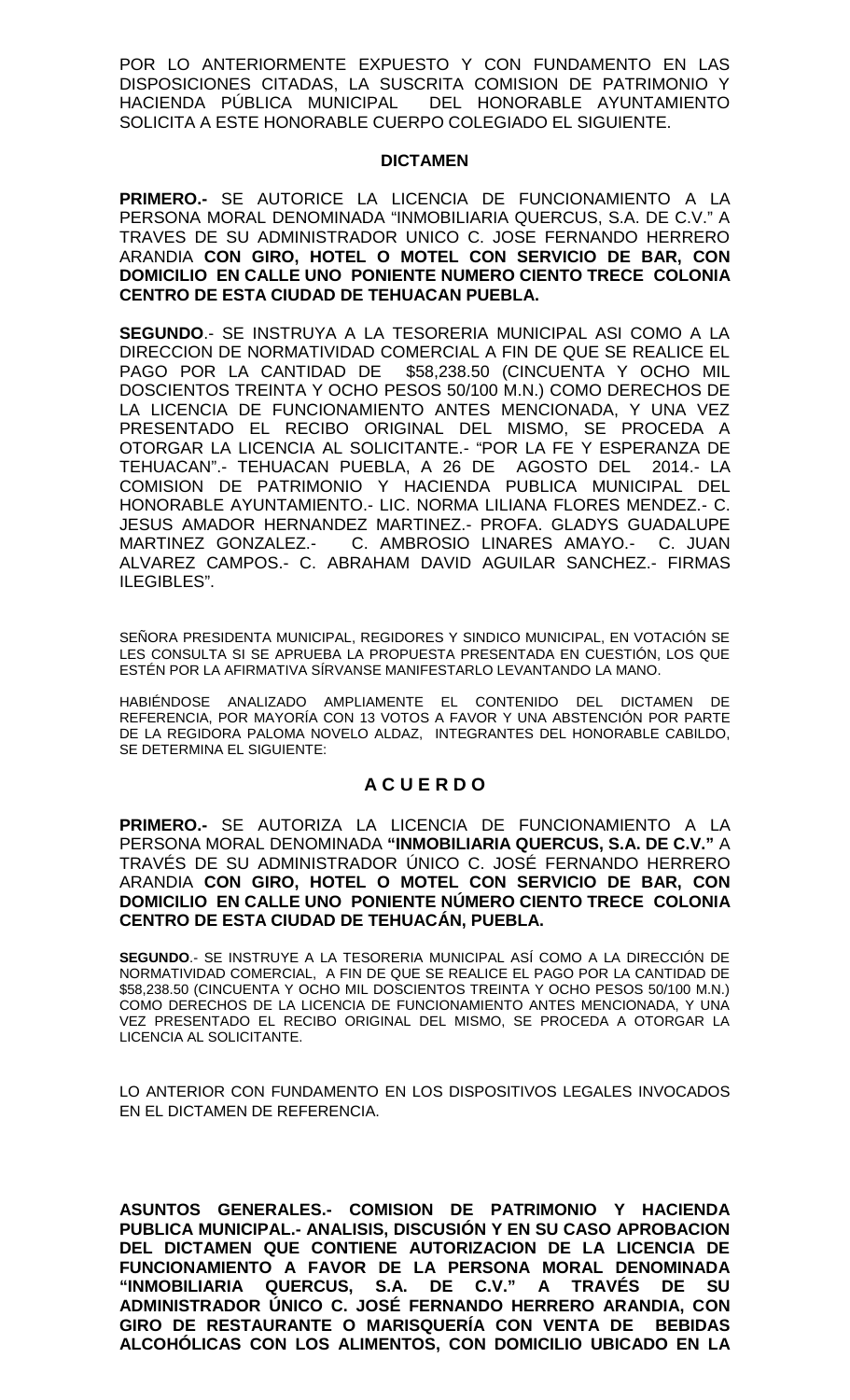POR LO ANTERIORMENTE EXPUESTO Y CON FUNDAMENTO EN LAS DISPOSICIONES CITADAS, LA SUSCRITA COMISION DE PATRIMONIO Y HACIENDA PÚBLICA MUNICIPAL DEL HONORABLE AYUNTAMIENTO SOLICITA A ESTE HONORABLE CUERPO COLEGIADO EL SIGUIENTE.

**DICTAMEN**

**PRIMERO.-** SE AUTORICE LA LICENCIA DE FUNCIONAMIENTO A LA PERSONA MORAL DENOMINADA "INMOBILIARIA QUERCUS, S.A. DE C.V." A TRAVES DE SU ADMINISTRADOR UNICO C. JOSE FERNANDO HERRERO ARANDIA **CON GIRO, HOTEL O MOTEL CON SERVICIO DE BAR, CON DOMICILIO EN CALLE UNO PONIENTE NUMERO CIENTO TRECE COLONIA CENTRO DE ESTA CIUDAD DE TEHUACAN PUEBLA.**

**SEGUNDO**.- SE INSTRUYA A LA TESORERIA MUNICIPAL ASI COMO A LA DIRECCION DE NORMATIVIDAD COMERCIAL A FIN DE QUE SE REALICE EL PAGO POR LA CANTIDAD DE $58,238.50 (CINCUENTA Y OCHO MIL DOSCIENTOS TREINTA Y OCHO PESOS 50/100 M.N.) COMO DERECHOS DE LA LICENCIA DE FUNCIONAMIENTO ANTES MENCIONADA, Y UNA VEZ PRESENTADO EL RECIBO ORIGINAL DEL MISMO, SE PROCEDA A OTORGAR LA LICENCIA AL SOLICITANTE.- "POR LA FE Y ESPERANZA DE TEHUACAN".- TEHUACAN PUEBLA, A 26 DE AGOSTO DEL 2014.- LA COMISION DE PATRIMONIO Y HACIENDA PUBLICA MUNICIPAL DEL HONORABLE AYUNTAMIENTO.- LIC. NORMA LILIANA FLORES MENDEZ.- C. JESUS AMADOR HERNANDEZ MARTINEZ.- PROFA. GLADYS GUADALUPE MARTINEZ GONZALEZ.- C. AMBROSIO LINARES AMAYO.- C. JUAN ALVAREZ CAMPOS.- C. ABRAHAM DAVID AGUILAR SANCHEZ.- FIRMAS ILEGIBLES".

SEÑORA PRESIDENTA MUNICIPAL, REGIDORES Y SINDICO MUNICIPAL, EN VOTACIÓN SE LES CONSULTA SI SE APRUEBA LA PROPUESTA PRESENTADA EN CUESTIÓN, LOS QUE ESTÉN POR LA AFIRMATIVA SÍRVANSE MANIFESTARLO LEVANTANDO LA MANO.

HABIÉNDOSE ANALIZADO AMPLIAMENTE EL CONTENIDO DEL DICTAMEN DE REFERENCIA, POR MAYORÍA CON 13 VOTOS A FAVOR Y UNA ABSTENCIÓN POR PARTE DE LA REGIDORA PALOMA NOVELO ALDAZ, INTEGRANTES DEL HONORABLE CABILDO, SE DETERMINA EL SIGUIENTE:

## A C U E R D O

**PRIMERO.-** SE AUTORIZA LA LICENCIA DE FUNCIONAMIENTO A LA PERSONA MORAL DENOMINADA **"INMOBILIARIA QUERCUS, S.A. DE C.V."** A TRAVÉS DE SU ADMINISTRADOR ÚNICO C. JOSÉ FERNANDO HERRERO ARANDIA **CON GIRO, HOTEL O MOTEL CON SERVICIO DE BAR, CON DOMICILIO EN CALLE UNO PONIENTE NÚMERO CIENTO TRECE COLONIA CENTRO DE ESTA CIUDAD DE TEHUACÁN, PUEBLA.**

**SEGUNDO**.- SE INSTRUYE A LA TESORERIA MUNICIPAL ASÍ COMO A LA DIRECCIÓN DE NORMATIVIDAD COMERCIAL, A FIN DE QUE SE REALICE EL PAGO POR LA CANTIDAD DE $58,238.50 (CINCUENTA Y OCHO MIL DOSCIENTOS TREINTA Y OCHO PESOS 50/100 M.N.) COMO DERECHOS DE LA LICENCIA DE FUNCIONAMIENTO ANTES MENCIONADA, Y UNA VEZ PRESENTADO EL RECIBO ORIGINAL DEL MISMO, SE PROCEDA A OTORGAR LA LICENCIA AL SOLICITANTE.

LO ANTERIOR CON FUNDAMENTO EN LOS DISPOSITIVOS LEGALES INVOCADOS EN EL DICTAMEN DE REFERENCIA.

**ASUNTOS GENERALES.- COMISION DE PATRIMONIO Y HACIENDA PUBLICA MUNICIPAL.- ANALISIS, DISCUSIÓN Y EN SU CASO APROBACION DEL DICTAMEN QUE CONTIENE AUTORIZACION DE LA LICENCIA DE FUNCIONAMIENTO A FAVOR DE LA PERSONA MORAL DENOMINADA "INMOBILIARIA QUERCUS, S.A. DE C.V." A TRAVÉS DE SU ADMINISTRADOR ÚNICO C. JOSÉ FERNANDO HERRERO ARANDIA, CON GIRO DE RESTAURANTE O MARISQUERÍA CON VENTA DE BEBIDAS ALCOHÓLICAS CON LOS ALIMENTOS, CON DOMICILIO UBICADO EN LA**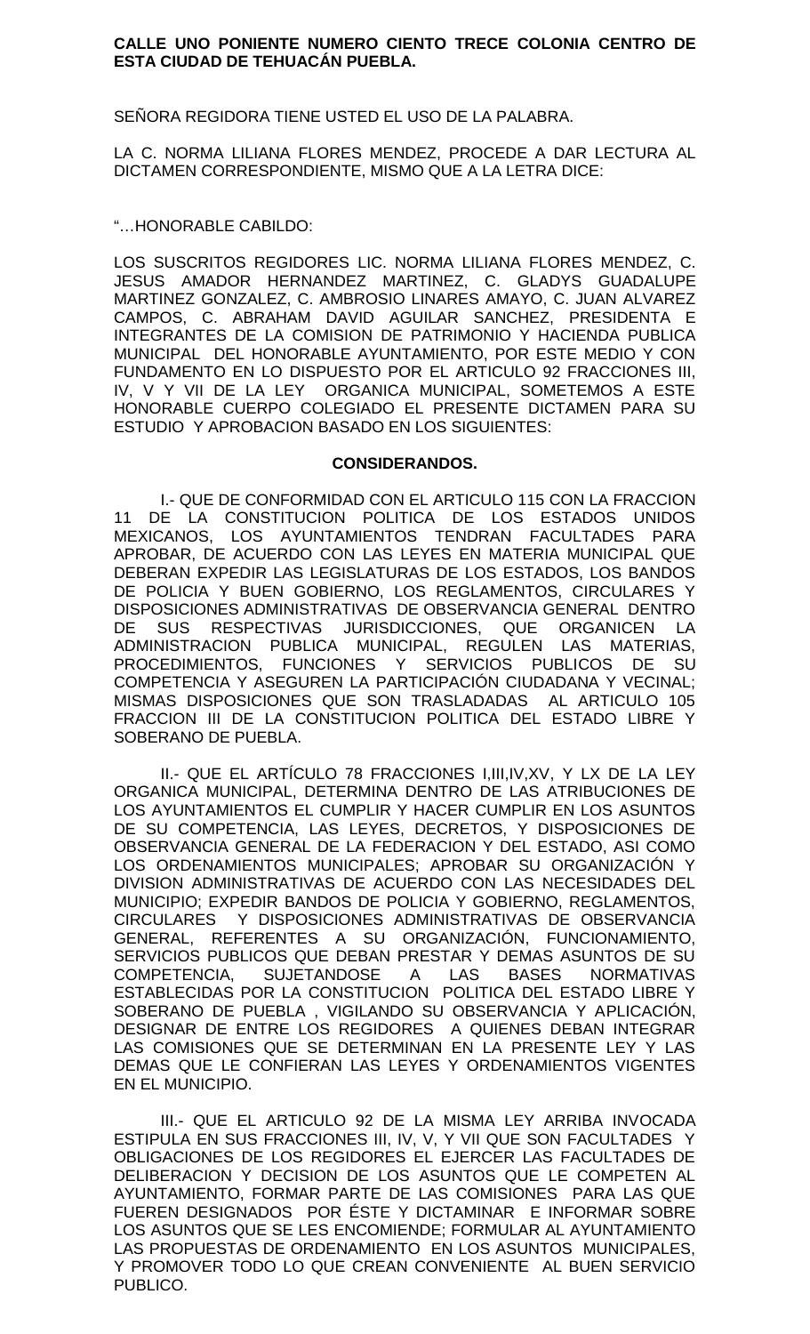**CALLE UNO PONIENTE NUMERO CIENTO TRECE COLONIA CENTRO DE ESTA CIUDAD DE TEHUACÁN PUEBLA.**

SEÑORA REGIDORA TIENE USTED EL USO DE LA PALABRA.

LA C. NORMA LILIANA FLORES MENDEZ, PROCEDE A DAR LECTURA AL DICTAMEN CORRESPONDIENTE, MISMO QUE A LA LETRA DICE:

"…HONORABLE CABILDO:

LOS SUSCRITOS REGIDORES LIC. NORMA LILIANA FLORES MENDEZ, C. JESUS AMADOR HERNANDEZ MARTINEZ, C. GLADYS GUADALUPE MARTINEZ GONZALEZ, C. AMBROSIO LINARES AMAYO, C. JUAN ALVAREZ CAMPOS, C. ABRAHAM DAVID AGUILAR SANCHEZ, PRESIDENTA E INTEGRANTES DE LA COMISION DE PATRIMONIO Y HACIENDA PUBLICA MUNICIPAL DEL HONORABLE AYUNTAMIENTO, POR ESTE MEDIO Y CON FUNDAMENTO EN LO DISPUESTO POR EL ARTICULO 92 FRACCIONES III, IV, V Y VII DE LA LEY ORGANICA MUNICIPAL, SOMETEMOS A ESTE HONORABLE CUERPO COLEGIADO EL PRESENTE DICTAMEN PARA SU ESTUDIO Y APROBACION BASADO EN LOS SIGUIENTES:

**CONSIDERANDOS.**

I.- QUE DE CONFORMIDAD CON EL ARTICULO 115 CON LA FRACCION 11 DE LA CONSTITUCION POLITICA DE LOS ESTADOS UNIDOS MEXICANOS, LOS AYUNTAMIENTOS TENDRAN FACULTADES PARA APROBAR, DE ACUERDO CON LAS LEYES EN MATERIA MUNICIPAL QUE DEBERAN EXPEDIR LAS LEGISLATURAS DE LOS ESTADOS, LOS BANDOS DE POLICIA Y BUEN GOBIERNO, LOS REGLAMENTOS, CIRCULARES Y DISPOSICIONES ADMINISTRATIVAS DE OBSERVANCIA GENERAL DENTRO DE SUS RESPECTIVAS JURISDICCIONES, QUE ORGANICEN LA ADMINISTRACION PUBLICA MUNICIPAL, REGULEN LAS MATERIAS, PROCEDIMIENTOS, FUNCIONES Y SERVICIOS PUBLICOS DE SU COMPETENCIA Y ASEGUREN LA PARTICIPACIÓN CIUDADANA Y VECINAL; MISMAS DISPOSICIONES QUE SON TRASLADADAS AL ARTICULO 105 FRACCION III DE LA CONSTITUCION POLITICA DEL ESTADO LIBRE Y SOBERANO DE PUEBLA.

II.- QUE EL ARTÍCULO 78 FRACCIONES I,III,IV,XV, Y LX DE LA LEY ORGANICA MUNICIPAL, DETERMINA DENTRO DE LAS ATRIBUCIONES DE LOS AYUNTAMIENTOS EL CUMPLIR Y HACER CUMPLIR EN LOS ASUNTOS DE SU COMPETENCIA, LAS LEYES, DECRETOS, Y DISPOSICIONES DE OBSERVANCIA GENERAL DE LA FEDERACION Y DEL ESTADO, ASI COMO LOS ORDENAMIENTOS MUNICIPALES; APROBAR SU ORGANIZACIÓN Y DIVISION ADMINISTRATIVAS DE ACUERDO CON LAS NECESIDADES DEL MUNICIPIO; EXPEDIR BANDOS DE POLICIA Y GOBIERNO, REGLAMENTOS, CIRCULARES Y DISPOSICIONES ADMINISTRATIVAS DE OBSERVANCIA GENERAL, REFERENTES A SU ORGANIZACIÓN, FUNCIONAMIENTO, SERVICIOS PUBLICOS QUE DEBAN PRESTAR Y DEMAS ASUNTOS DE SU COMPETENCIA, SUJETANDOSE A LAS BASES NORMATIVAS ESTABLECIDAS POR LA CONSTITUCION POLITICA DEL ESTADO LIBRE Y SOBERANO DE PUEBLA , VIGILANDO SU OBSERVANCIA Y APLICACIÓN, DESIGNAR DE ENTRE LOS REGIDORES A QUIENES DEBAN INTEGRAR LAS COMISIONES QUE SE DETERMINAN EN LA PRESENTE LEY Y LAS DEMAS QUE LE CONFIERAN LAS LEYES Y ORDENAMIENTOS VIGENTES EN EL MUNICIPIO.

III.- QUE EL ARTICULO 92 DE LA MISMA LEY ARRIBA INVOCADA ESTIPULA EN SUS FRACCIONES III, IV, V, Y VII QUE SON FACULTADES Y OBLIGACIONES DE LOS REGIDORES EL EJERCER LAS FACULTADES DE DELIBERACION Y DECISION DE LOS ASUNTOS QUE LE COMPETEN AL AYUNTAMIENTO, FORMAR PARTE DE LAS COMISIONES PARA LAS QUE FUEREN DESIGNADOS POR ÉSTE Y DICTAMINAR E INFORMAR SOBRE LOS ASUNTOS QUE SE LES ENCOMIENDE; FORMULAR AL AYUNTAMIENTO LAS PROPUESTAS DE ORDENAMIENTO EN LOS ASUNTOS MUNICIPALES, Y PROMOVER TODO LO QUE CREAN CONVENIENTE AL BUEN SERVICIO PUBLICO.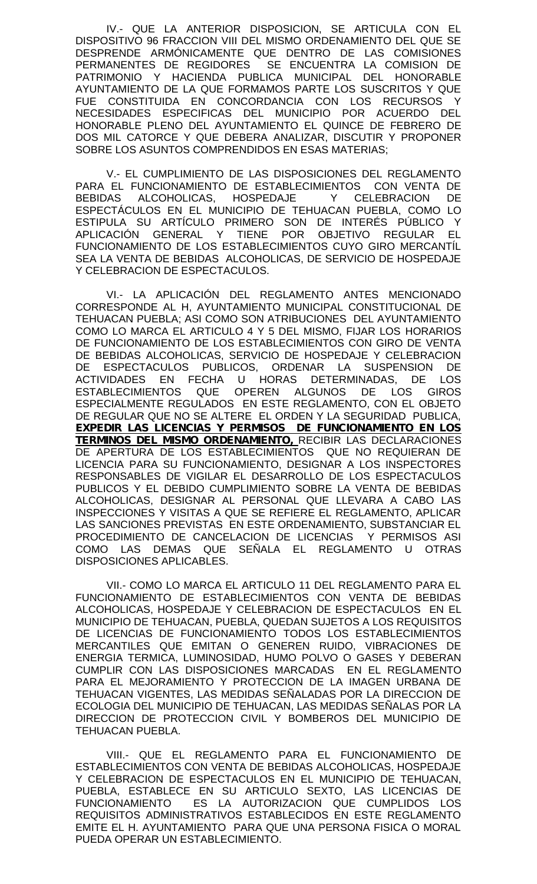IV.- QUE LA ANTERIOR DISPOSICION, SE ARTICULA CON EL DISPOSITIVO 96 FRACCION VIII DEL MISMO ORDENAMIENTO DEL QUE SE DESPRENDE ARMÓNICAMENTE QUE DENTRO DE LAS COMISIONES PERMANENTES DE REGIDORES SE ENCUENTRA LA COMISION DE PATRIMONIO Y HACIENDA PUBLICA MUNICIPAL DEL HONORABLE AYUNTAMIENTO DE LA QUE FORMAMOS PARTE LOS SUSCRITOS Y QUE FUE CONSTITUIDA EN CONCORDANCIA CON LOS RECURSOS Y NECESIDADES ESPECIFICAS DEL MUNICIPIO POR ACUERDO DEL HONORABLE PLENO DEL AYUNTAMIENTO EL QUINCE DE FEBRERO DE DOS MIL CATORCE Y QUE DEBERA ANALIZAR, DISCUTIR Y PROPONER SOBRE LOS ASUNTOS COMPRENDIDOS EN ESAS MATERIAS;

V.- EL CUMPLIMIENTO DE LAS DISPOSICIONES DEL REGLAMENTO PARA EL FUNCIONAMIENTO DE ESTABLECIMIENTOS CON VENTA DE BEBIDAS ALCOHOLICAS, HOSPEDAJE Y CELEBRACION DE ESPECTÁCULOS EN EL MUNICIPIO DE TEHUACAN PUEBLA, COMO LO ESTIPULA SU ARTÍCULO PRIMERO SON DE INTERÉS PÚBLICO Y APLICACIÓN GENERAL Y TIENE POR OBJETIVO REGULAR EL FUNCIONAMIENTO DE LOS ESTABLECIMIENTOS CUYO GIRO MERCANTÍL SEA LA VENTA DE BEBIDAS ALCOHOLICAS, DE SERVICIO DE HOSPEDAJE Y CELEBRACION DE ESPECTACULOS.

VI.- LA APLICACIÓN DEL REGLAMENTO ANTES MENCIONADO CORRESPONDE AL H, AYUNTAMIENTO MUNICIPAL CONSTITUCIONAL DE TEHUACAN PUEBLA; ASI COMO SON ATRIBUCIONES DEL AYUNTAMIENTO COMO LO MARCA EL ARTICULO 4 Y 5 DEL MISMO, FIJAR LOS HORARIOS DE FUNCIONAMIENTO DE LOS ESTABLECIMIENTOS CON GIRO DE VENTA DE BEBIDAS ALCOHOLICAS, SERVICIO DE HOSPEDAJE Y CELEBRACION DE ESPECTACULOS PUBLICOS, ORDENAR LA SUSPENSION DE ACTIVIDADES EN FECHA U HORAS DETERMINADAS, DE LOS ESTABLECIMIENTOS QUE OPEREN ALGUNOS DE LOS GIROS ESPECIALMENTE REGULADOS EN ESTE REGLAMENTO, CON EL OBJETO DE REGULAR QUE NO SE ALTERE EL ORDEN Y LA SEGURIDAD PUBLICA, **EXPEDIR LAS LICENCIAS Y PERMISOS DE FUNCIONAMIENTO EN LOS TERMINOS DEL MISMO ORDENAMIENTO,** RECIBIR LAS DECLARACIONES DE APERTURA DE LOS ESTABLECIMIENTOS QUE NO REQUIERAN DE LICENCIA PARA SU FUNCIONAMIENTO, DESIGNAR A LOS INSPECTORES RESPONSABLES DE VIGILAR EL DESARROLLO DE LOS ESPECTACULOS PUBLICOS Y EL DEBIDO CUMPLIMIENTO SOBRE LA VENTA DE BEBIDAS ALCOHOLICAS, DESIGNAR AL PERSONAL QUE LLEVARA A CABO LAS INSPECCIONES Y VISITAS A QUE SE REFIERE EL REGLAMENTO, APLICAR LAS SANCIONES PREVISTAS EN ESTE ORDENAMIENTO, SUBSTANCIAR EL PROCEDIMIENTO DE CANCELACION DE LICENCIAS Y PERMISOS ASI COMO LAS DEMAS QUE SEÑALA EL REGLAMENTO U OTRAS DISPOSICIONES APLICABLES.

VII.- COMO LO MARCA EL ARTICULO 11 DEL REGLAMENTO PARA EL FUNCIONAMIENTO DE ESTABLECIMIENTOS CON VENTA DE BEBIDAS ALCOHOLICAS, HOSPEDAJE Y CELEBRACION DE ESPECTACULOS EN EL MUNICIPIO DE TEHUACAN, PUEBLA, QUEDAN SUJETOS A LOS REQUISITOS DE LICENCIAS DE FUNCIONAMIENTO TODOS LOS ESTABLECIMIENTOS MERCANTILES QUE EMITAN O GENEREN RUIDO, VIBRACIONES DE ENERGIA TERMICA, LUMINOSIDAD, HUMO POLVO O GASES Y DEBERAN CUMPLIR CON LAS DISPOSICIONES MARCADAS EN EL REGLAMENTO PARA EL MEJORAMIENTO Y PROTECCION DE LA IMAGEN URBANA DE TEHUACAN VIGENTES, LAS MEDIDAS SEÑALADAS POR LA DIRECCION DE ECOLOGIA DEL MUNICIPIO DE TEHUACAN, LAS MEDIDAS SEÑALAS POR LA DIRECCION DE PROTECCION CIVIL Y BOMBEROS DEL MUNICIPIO DE TEHUACAN PUEBLA.

VIII.- QUE EL REGLAMENTO PARA EL FUNCIONAMIENTO DE ESTABLECIMIENTOS CON VENTA DE BEBIDAS ALCOHOLICAS, HOSPEDAJE Y CELEBRACION DE ESPECTACULOS EN EL MUNICIPIO DE TEHUACAN, PUEBLA, ESTABLECE EN SU ARTICULO SEXTO, LAS LICENCIAS DE FUNCIONAMIENTO ES LA AUTORIZACION QUE CUMPLIDOS LOS REQUISITOS ADMINISTRATIVOS ESTABLECIDOS EN ESTE REGLAMENTO EMITE EL H. AYUNTAMIENTO PARA QUE UNA PERSONA FISICA O MORAL PUEDA OPERAR UN ESTABLECIMIENTO.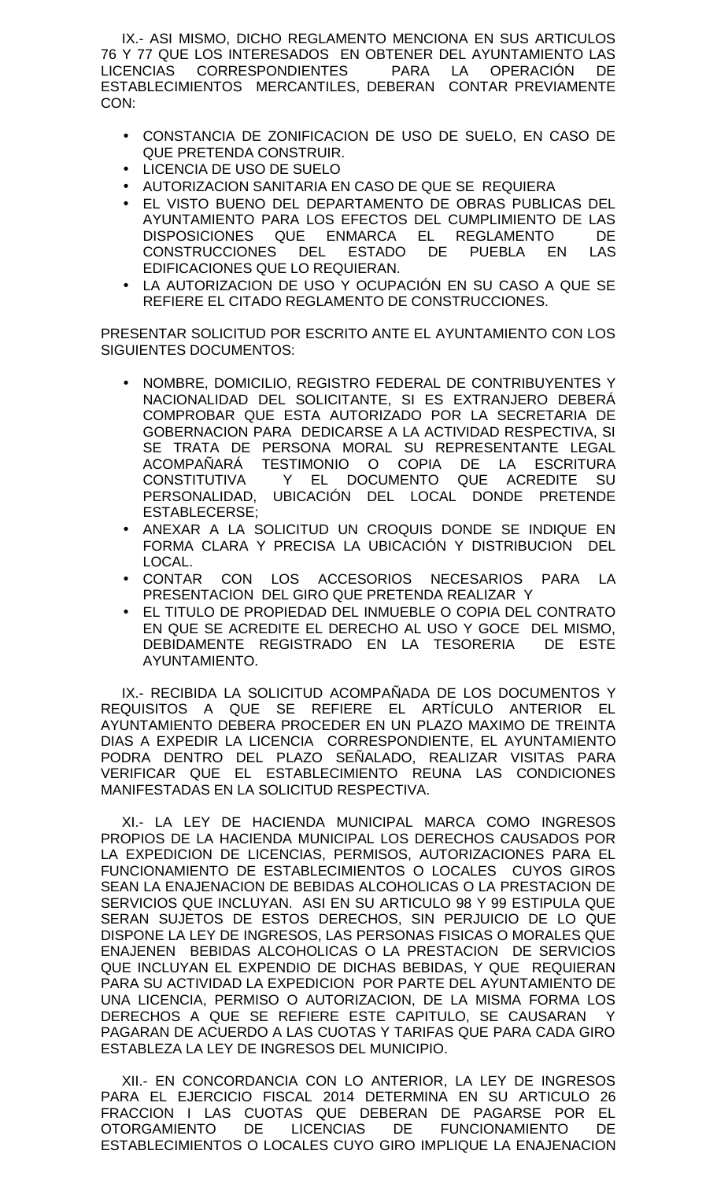IX.- ASI MISMO, DICHO REGLAMENTO MENCIONA EN SUS ARTICULOS 76 Y 77 QUE LOS INTERESADOS EN OBTENER DEL AYUNTAMIENTO LAS LICENCIAS CORRESPONDIENTES PARA LA OPERACIÓN DE ESTABLECIMIENTOS MERCANTILES, DEBERAN CONTAR PREVIAMENTE CON:

- CONSTANCIA DE ZONIFICACION DE USO DE SUELO, EN CASO DE QUE PRETENDA CONSTRUIR.
- LICENCIA DE USO DE SUELO
- AUTORIZACION SANITARIA EN CASO DE QUE SE REQUIERA
- EL VISTO BUENO DEL DEPARTAMENTO DE OBRAS PUBLICAS DEL AYUNTAMIENTO PARA LOS EFECTOS DEL CUMPLIMIENTO DE LAS DISPOSICIONES QUE ENMARCA EL REGLAMENTO DE CONSTRUCCIONES DEL ESTADO DE PUEBLA EN LAS EDIFICACIONES QUE LO REQUIERAN.
- LA AUTORIZACION DE USO Y OCUPACIÓN EN SU CASO A QUE SE REFIERE EL CITADO REGLAMENTO DE CONSTRUCCIONES.

PRESENTAR SOLICITUD POR ESCRITO ANTE EL AYUNTAMIENTO CON LOS SIGUIENTES DOCUMENTOS:

- NOMBRE, DOMICILIO, REGISTRO FEDERAL DE CONTRIBUYENTES Y NACIONALIDAD DEL SOLICITANTE, SI ES EXTRANJERO DEBERÁ COMPROBAR QUE ESTA AUTORIZADO POR LA SECRETARIA DE GOBERNACION PARA DEDICARSE A LA ACTIVIDAD RESPECTIVA, SI SE TRATA DE PERSONA MORAL SU REPRESENTANTE LEGAL ACOMPAÑARÁ TESTIMONIO O COPIA DE LA ESCRITURA CONSTITUTIVA Y EL DOCUMENTO QUE ACREDITE SU PERSONALIDAD, UBICACIÓN DEL LOCAL DONDE PRETENDE ESTABLECERSE;
- ANEXAR A LA SOLICITUD UN CROQUIS DONDE SE INDIQUE EN FORMA CLARA Y PRECISA LA UBICACIÓN Y DISTRIBUCION DEL LOCAL.
- CONTAR CON LOS ACCESORIOS NECESARIOS PARA LA PRESENTACION DEL GIRO QUE PRETENDA REALIZAR Y
- EL TITULO DE PROPIEDAD DEL INMUEBLE O COPIA DEL CONTRATO EN QUE SE ACREDITE EL DERECHO AL USO Y GOCE DEL MISMO, DEBIDAMENTE REGISTRADO EN LA TESORERIA DE ESTE AYUNTAMIENTO.

IX.- RECIBIDA LA SOLICITUD ACOMPAÑADA DE LOS DOCUMENTOS Y REQUISITOS A QUE SE REFIERE EL ARTÍCULO ANTERIOR EL AYUNTAMIENTO DEBERA PROCEDER EN UN PLAZO MAXIMO DE TREINTA DIAS A EXPEDIR LA LICENCIA CORRESPONDIENTE, EL AYUNTAMIENTO PODRA DENTRO DEL PLAZO SEÑALADO, REALIZAR VISITAS PARA VERIFICAR QUE EL ESTABLECIMIENTO REUNA LAS CONDICIONES MANIFESTADAS EN LA SOLICITUD RESPECTIVA.

XI.- LA LEY DE HACIENDA MUNICIPAL MARCA COMO INGRESOS PROPIOS DE LA HACIENDA MUNICIPAL LOS DERECHOS CAUSADOS POR LA EXPEDICION DE LICENCIAS, PERMISOS, AUTORIZACIONES PARA EL FUNCIONAMIENTO DE ESTABLECIMIENTOS O LOCALES CUYOS GIROS SEAN LA ENAJENACION DE BEBIDAS ALCOHOLICAS O LA PRESTACION DE SERVICIOS QUE INCLUYAN. ASI EN SU ARTICULO 98 Y 99 ESTIPULA QUE SERAN SUJETOS DE ESTOS DERECHOS, SIN PERJUICIO DE LO QUE DISPONE LA LEY DE INGRESOS, LAS PERSONAS FISICAS O MORALES QUE ENAJENEN BEBIDAS ALCOHOLICAS O LA PRESTACION DE SERVICIOS QUE INCLUYAN EL EXPENDIO DE DICHAS BEBIDAS, Y QUE REQUIERAN PARA SU ACTIVIDAD LA EXPEDICION POR PARTE DEL AYUNTAMIENTO DE UNA LICENCIA, PERMISO O AUTORIZACION, DE LA MISMA FORMA LOS DERECHOS A QUE SE REFIERE ESTE CAPITULO, SE CAUSARAN Y PAGARAN DE ACUERDO A LAS CUOTAS Y TARIFAS QUE PARA CADA GIRO ESTABLEZA LA LEY DE INGRESOS DEL MUNICIPIO.

XII.- EN CONCORDANCIA CON LO ANTERIOR, LA LEY DE INGRESOS PARA EL EJERCICIO FISCAL 2014 DETERMINA EN SU ARTICULO 26 FRACCION I LAS CUOTAS QUE DEBERAN DE PAGARSE POR EL OTORGAMIENTO DE LICENCIAS DE FUNCIONAMIENTO DE ESTABLECIMIENTOS O LOCALES CUYO GIRO IMPLIQUE LA ENAJENACION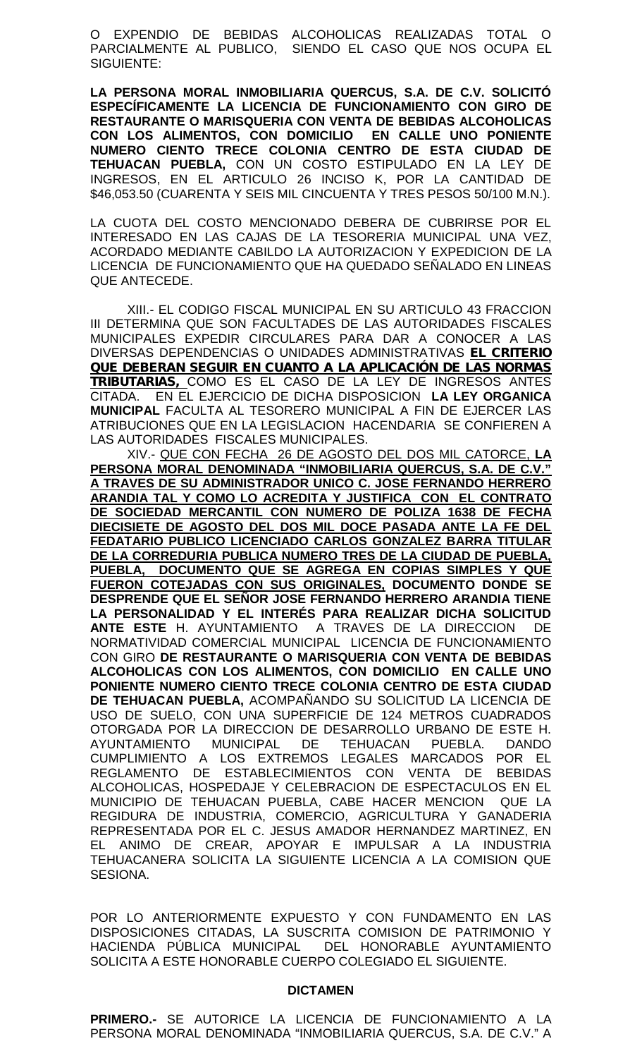O EXPENDIO DE BEBIDAS ALCOHOLICAS REALIZADAS TOTAL O PARCIALMENTE AL PUBLICO, SIENDO EL CASO QUE NOS OCUPA EL SIGUIENTE:

**LA PERSONA MORAL INMOBILIARIA QUERCUS, S.A. DE C.V. SOLICITÓ ESPECÍFICAMENTE LA LICENCIA DE FUNCIONAMIENTO CON GIRO DE RESTAURANTE O MARISQUERIA CON VENTA DE BEBIDAS ALCOHOLICAS CON LOS ALIMENTOS, CON DOMICILIO EN CALLE UNO PONIENTE NUMERO CIENTO TRECE COLONIA CENTRO DE ESTA CIUDAD DE TEHUACAN PUEBLA,** CON UN COSTO ESTIPULADO EN LA LEY DE INGRESOS, EN EL ARTICULO 26 INCISO K, POR LA CANTIDAD DE $46,053.50 (CUARENTA Y SEIS MIL CINCUENTA Y TRES PESOS 50/100 M.N.).

LA CUOTA DEL COSTO MENCIONADO DEBERA DE CUBRIRSE POR EL INTERESADO EN LAS CAJAS DE LA TESORERIA MUNICIPAL UNA VEZ, ACORDADO MEDIANTE CABILDO LA AUTORIZACION Y EXPEDICION DE LA LICENCIA DE FUNCIONAMIENTO QUE HA QUEDADO SEÑALADO EN LINEAS QUE ANTECEDE.

XIII.- EL CODIGO FISCAL MUNICIPAL EN SU ARTICULO 43 FRACCION III DETERMINA QUE SON FACULTADES DE LAS AUTORIDADES FISCALES MUNICIPALES EXPEDIR CIRCULARES PARA DAR A CONOCER A LAS DIVERSAS DEPENDENCIAS O UNIDADES ADMINISTRATIVAS **EL CRITERIO QUE DEBERAN SEGUIR EN CUANTO A LA APLICACIÓN DE LAS NORMAS TRIBUTARIAS,** COMO ES EL CASO DE LA LEY DE INGRESOS ANTES CITADA. EN EL EJERCICIO DE DICHA DISPOSICION **LA LEY ORGANICA MUNICIPAL** FACULTA AL TESORERO MUNICIPAL A FIN DE EJERCER LAS ATRIBUCIONES QUE EN LA LEGISLACION HACENDARIA SE CONFIEREN A LAS AUTORIDADES FISCALES MUNICIPALES.

XIV.- QUE CON FECHA 26 DE AGOSTO DEL DOS MIL CATORCE, **LA PERSONA MORAL DENOMINADA "INMOBILIARIA QUERCUS, S.A. DE C.V." A TRAVES DE SU ADMINISTRADOR UNICO C. JOSE FERNANDO HERRERO ARANDIA TAL Y COMO LO ACREDITA Y JUSTIFICA CON EL CONTRATO DE SOCIEDAD MERCANTIL CON NUMERO DE POLIZA 1638 DE FECHA DIECISIETE DE AGOSTO DEL DOS MIL DOCE PASADA ANTE LA FE DEL FEDATARIO PUBLICO LICENCIADO CARLOS GONZALEZ BARRA TITULAR DE LA CORREDURIA PUBLICA NUMERO TRES DE LA CIUDAD DE PUEBLA, PUEBLA, DOCUMENTO QUE SE AGREGA EN COPIAS SIMPLES Y QUE FUERON COTEJADAS CON SUS ORIGINALES, DOCUMENTO DONDE SE DESPRENDE QUE EL SEÑOR JOSE FERNANDO HERRERO ARANDIA TIENE LA PERSONALIDAD Y EL INTERÉS PARA REALIZAR DICHA SOLICITUD ANTE ESTE** H. AYUNTAMIENTO A TRAVES DE LA DIRECCION DE NORMATIVIDAD COMERCIAL MUNICIPAL LICENCIA DE FUNCIONAMIENTO CON GIRO **DE RESTAURANTE O MARISQUERIA CON VENTA DE BEBIDAS ALCOHOLICAS CON LOS ALIMENTOS, CON DOMICILIO EN CALLE UNO PONIENTE NUMERO CIENTO TRECE COLONIA CENTRO DE ESTA CIUDAD DE TEHUACAN PUEBLA,** ACOMPAÑANDO SU SOLICITUD LA LICENCIA DE USO DE SUELO, CON UNA SUPERFICIE DE 124 METROS CUADRADOS OTORGADA POR LA DIRECCION DE DESARROLLO URBANO DE ESTE H. AYUNTAMIENTO MUNICIPAL DE TEHUACAN PUEBLA. DANDO CUMPLIMIENTO A LOS EXTREMOS LEGALES MARCADOS POR EL REGLAMENTO DE ESTABLECIMIENTOS CON VENTA DE BEBIDAS ALCOHOLICAS, HOSPEDAJE Y CELEBRACION DE ESPECTACULOS EN EL MUNICIPIO DE TEHUACAN PUEBLA, CABE HACER MENCION QUE LA REGIDURA DE INDUSTRIA, COMERCIO, AGRICULTURA Y GANADERIA REPRESENTADA POR EL C. JESUS AMADOR HERNANDEZ MARTINEZ, EN EL ANIMO DE CREAR, APOYAR E IMPULSAR A LA INDUSTRIA TEHUACANERA SOLICITA LA SIGUIENTE LICENCIA A LA COMISION QUE SESIONA.

POR LO ANTERIORMENTE EXPUESTO Y CON FUNDAMENTO EN LAS DISPOSICIONES CITADAS, LA SUSCRITA COMISION DE PATRIMONIO Y HACIENDA PÚBLICA MUNICIPAL DEL HONORABLE AYUNTAMIENTO SOLICITA A ESTE HONORABLE CUERPO COLEGIADO EL SIGUIENTE.

**DICTAMEN**

**PRIMERO.-** SE AUTORICE LA LICENCIA DE FUNCIONAMIENTO A LA PERSONA MORAL DENOMINADA "INMOBILIARIA QUERCUS, S.A. DE C.V." A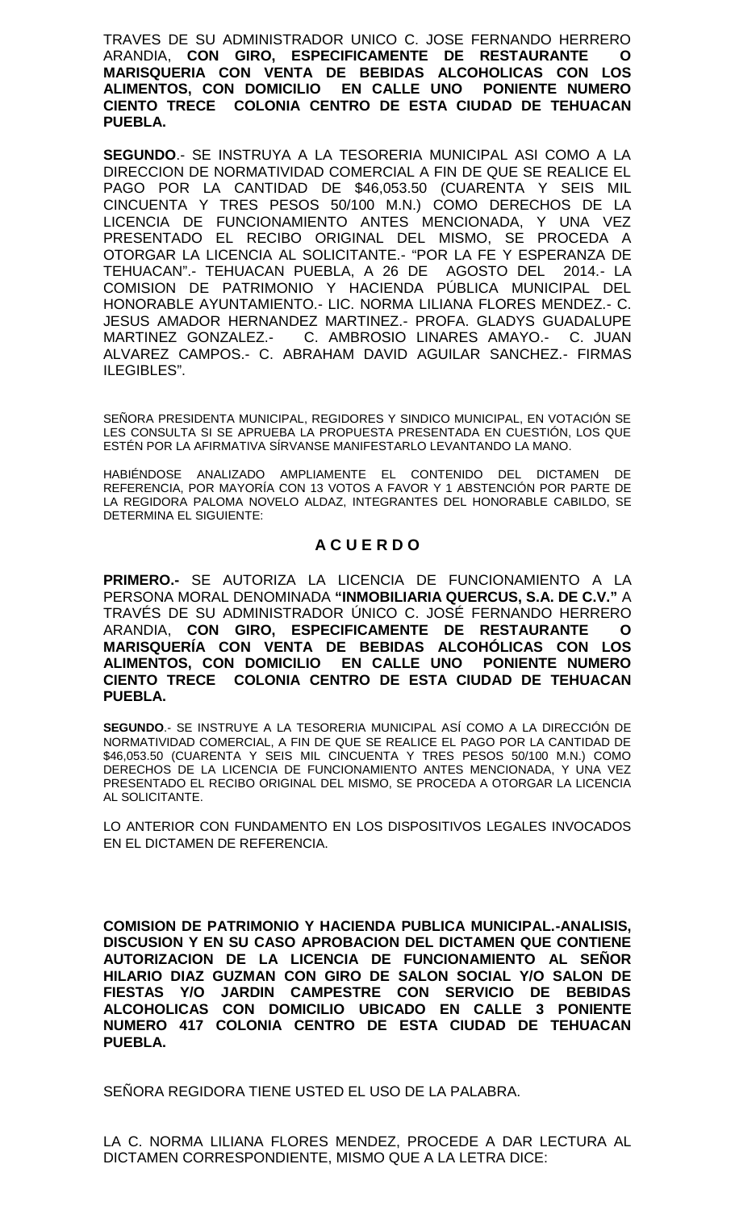TRAVES DE SU ADMINISTRADOR UNICO C. JOSE FERNANDO HERRERO ARANDIA, **CON GIRO, ESPECIFICAMENTE DE RESTAURANTE O MARISQUERIA CON VENTA DE BEBIDAS ALCOHOLICAS CON LOS ALIMENTOS, CON DOMICILIO EN CALLE UNO PONIENTE NUMERO CIENTO TRECE COLONIA CENTRO DE ESTA CIUDAD DE TEHUACAN PUEBLA.**

**SEGUNDO**.- SE INSTRUYA A LA TESORERIA MUNICIPAL ASI COMO A LA DIRECCION DE NORMATIVIDAD COMERCIAL A FIN DE QUE SE REALICE EL PAGO POR LA CANTIDAD DE $46,053.50 (CUARENTA Y SEIS MIL CINCUENTA Y TRES PESOS 50/100 M.N.) COMO DERECHOS DE LA LICENCIA DE FUNCIONAMIENTO ANTES MENCIONADA, Y UNA VEZ PRESENTADO EL RECIBO ORIGINAL DEL MISMO, SE PROCEDA A OTORGAR LA LICENCIA AL SOLICITANTE.- "POR LA FE Y ESPERANZA DE TEHUACAN".- TEHUACAN PUEBLA, A 26 DE AGOSTO DEL 2014.- LA COMISION DE PATRIMONIO Y HACIENDA PÚBLICA MUNICIPAL DEL HONORABLE AYUNTAMIENTO.- LIC. NORMA LILIANA FLORES MENDEZ.- C. JESUS AMADOR HERNANDEZ MARTINEZ.- PROFA. GLADYS GUADALUPE MARTINEZ GONZALEZ.- C. AMBROSIO LINARES AMAYO.- C. JUAN ALVAREZ CAMPOS.- C. ABRAHAM DAVID AGUILAR SANCHEZ.- FIRMAS ILEGIBLES".

SEÑORA PRESIDENTA MUNICIPAL, REGIDORES Y SINDICO MUNICIPAL, EN VOTACIÓN SE LES CONSULTA SI SE APRUEBA LA PROPUESTA PRESENTADA EN CUESTIÓN, LOS QUE ESTÉN POR LA AFIRMATIVA SÍRVANSE MANIFESTARLO LEVANTANDO LA MANO.

HABIÉNDOSE ANALIZADO AMPLIAMENTE EL CONTENIDO DEL DICTAMEN DE REFERENCIA, POR MAYORÍA CON 13 VOTOS A FAVOR Y 1 ABSTENCIÓN POR PARTE DE LA REGIDORA PALOMA NOVELO ALDAZ, INTEGRANTES DEL HONORABLE CABILDO, SE DETERMINA EL SIGUIENTE:

## A C U E R D O

**PRIMERO.-** SE AUTORIZA LA LICENCIA DE FUNCIONAMIENTO A LA PERSONA MORAL DENOMINADA **"INMOBILIARIA QUERCUS, S.A. DE C.V."** A TRAVÉS DE SU ADMINISTRADOR ÚNICO C. JOSÉ FERNANDO HERRERO ARANDIA, **CON GIRO, ESPECIFICAMENTE DE RESTAURANTE O MARISQUERÍA CON VENTA DE BEBIDAS ALCOHÓLICAS CON LOS ALIMENTOS, CON DOMICILIO EN CALLE UNO PONIENTE NUMERO CIENTO TRECE COLONIA CENTRO DE ESTA CIUDAD DE TEHUACAN PUEBLA.**

**SEGUNDO**.- SE INSTRUYE A LA TESORERIA MUNICIPAL ASÍ COMO A LA DIRECCIÓN DE NORMATIVIDAD COMERCIAL, A FIN DE QUE SE REALICE EL PAGO POR LA CANTIDAD DE $46,053.50 (CUARENTA Y SEIS MIL CINCUENTA Y TRES PESOS 50/100 M.N.) COMO DERECHOS DE LA LICENCIA DE FUNCIONAMIENTO ANTES MENCIONADA, Y UNA VEZ PRESENTADO EL RECIBO ORIGINAL DEL MISMO, SE PROCEDA A OTORGAR LA LICENCIA AL SOLICITANTE.

LO ANTERIOR CON FUNDAMENTO EN LOS DISPOSITIVOS LEGALES INVOCADOS EN EL DICTAMEN DE REFERENCIA.

**COMISION DE PATRIMONIO Y HACIENDA PUBLICA MUNICIPAL.-ANALISIS, DISCUSION Y EN SU CASO APROBACION DEL DICTAMEN QUE CONTIENE AUTORIZACION DE LA LICENCIA DE FUNCIONAMIENTO AL SEÑOR HILARIO DIAZ GUZMAN CON GIRO DE SALON SOCIAL Y/O SALON DE FIESTAS Y/O JARDIN CAMPESTRE CON SERVICIO DE BEBIDAS ALCOHOLICAS CON DOMICILIO UBICADO EN CALLE 3 PONIENTE NUMERO 417 COLONIA CENTRO DE ESTA CIUDAD DE TEHUACAN PUEBLA.**

SEÑORA REGIDORA TIENE USTED EL USO DE LA PALABRA.

LA C. NORMA LILIANA FLORES MENDEZ, PROCEDE A DAR LECTURA AL DICTAMEN CORRESPONDIENTE, MISMO QUE A LA LETRA DICE: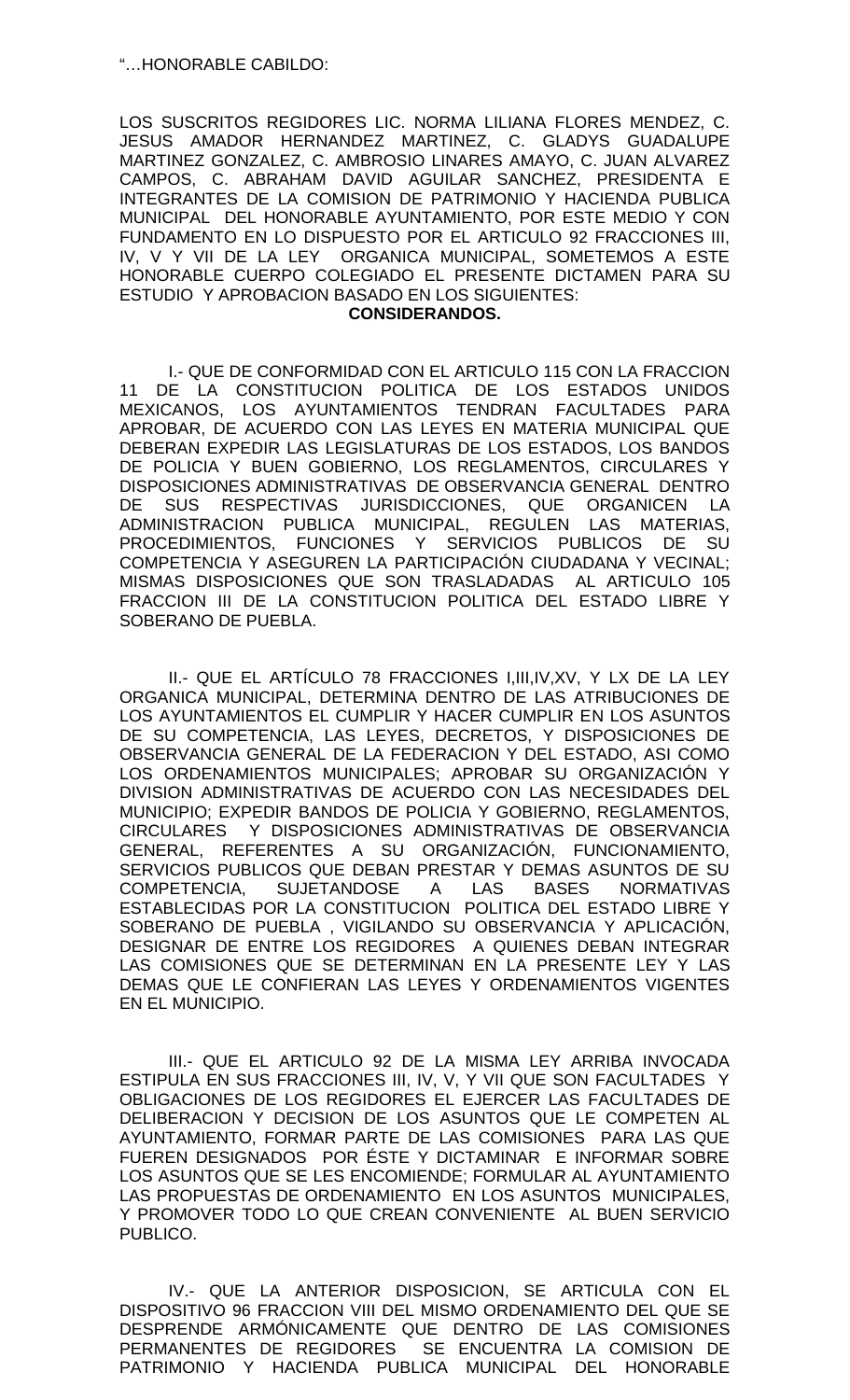"…HONORABLE CABILDO:

LOS SUSCRITOS REGIDORES LIC. NORMA LILIANA FLORES MENDEZ, C. JESUS AMADOR HERNANDEZ MARTINEZ, C. GLADYS GUADALUPE MARTINEZ GONZALEZ, C. AMBROSIO LINARES AMAYO, C. JUAN ALVAREZ CAMPOS, C. ABRAHAM DAVID AGUILAR SANCHEZ, PRESIDENTA E INTEGRANTES DE LA COMISION DE PATRIMONIO Y HACIENDA PUBLICA MUNICIPAL DEL HONORABLE AYUNTAMIENTO, POR ESTE MEDIO Y CON FUNDAMENTO EN LO DISPUESTO POR EL ARTICULO 92 FRACCIONES III, IV, V Y VII DE LA LEY ORGANICA MUNICIPAL, SOMETEMOS A ESTE HONORABLE CUERPO COLEGIADO EL PRESENTE DICTAMEN PARA SU ESTUDIO Y APROBACION BASADO EN LOS SIGUIENTES:

**CONSIDERANDOS.**

I.- QUE DE CONFORMIDAD CON EL ARTICULO 115 CON LA FRACCION 11 DE LA CONSTITUCION POLITICA DE LOS ESTADOS UNIDOS MEXICANOS, LOS AYUNTAMIENTOS TENDRAN FACULTADES PARA APROBAR, DE ACUERDO CON LAS LEYES EN MATERIA MUNICIPAL QUE DEBERAN EXPEDIR LAS LEGISLATURAS DE LOS ESTADOS, LOS BANDOS DE POLICIA Y BUEN GOBIERNO, LOS REGLAMENTOS, CIRCULARES Y DISPOSICIONES ADMINISTRATIVAS DE OBSERVANCIA GENERAL DENTRO DE SUS RESPECTIVAS JURISDICCIONES, QUE ORGANICEN LA ADMINISTRACION PUBLICA MUNICIPAL, REGULEN LAS MATERIAS, PROCEDIMIENTOS, FUNCIONES Y SERVICIOS PUBLICOS DE SU COMPETENCIA Y ASEGUREN LA PARTICIPACIÓN CIUDADANA Y VECINAL; MISMAS DISPOSICIONES QUE SON TRASLADADAS AL ARTICULO 105 FRACCION III DE LA CONSTITUCION POLITICA DEL ESTADO LIBRE Y SOBERANO DE PUEBLA.

II.- QUE EL ARTÍCULO 78 FRACCIONES I,III,IV,XV, Y LX DE LA LEY ORGANICA MUNICIPAL, DETERMINA DENTRO DE LAS ATRIBUCIONES DE LOS AYUNTAMIENTOS EL CUMPLIR Y HACER CUMPLIR EN LOS ASUNTOS DE SU COMPETENCIA, LAS LEYES, DECRETOS, Y DISPOSICIONES DE OBSERVANCIA GENERAL DE LA FEDERACION Y DEL ESTADO, ASI COMO LOS ORDENAMIENTOS MUNICIPALES; APROBAR SU ORGANIZACIÓN Y DIVISION ADMINISTRATIVAS DE ACUERDO CON LAS NECESIDADES DEL MUNICIPIO; EXPEDIR BANDOS DE POLICIA Y GOBIERNO, REGLAMENTOS, CIRCULARES Y DISPOSICIONES ADMINISTRATIVAS DE OBSERVANCIA GENERAL, REFERENTES A SU ORGANIZACIÓN, FUNCIONAMIENTO, SERVICIOS PUBLICOS QUE DEBAN PRESTAR Y DEMAS ASUNTOS DE SU COMPETENCIA, SUJETANDOSE A LAS BASES NORMATIVAS ESTABLECIDAS POR LA CONSTITUCION POLITICA DEL ESTADO LIBRE Y SOBERANO DE PUEBLA , VIGILANDO SU OBSERVANCIA Y APLICACIÓN, DESIGNAR DE ENTRE LOS REGIDORES A QUIENES DEBAN INTEGRAR LAS COMISIONES QUE SE DETERMINAN EN LA PRESENTE LEY Y LAS DEMAS QUE LE CONFIERAN LAS LEYES Y ORDENAMIENTOS VIGENTES EN EL MUNICIPIO.

III.- QUE EL ARTICULO 92 DE LA MISMA LEY ARRIBA INVOCADA ESTIPULA EN SUS FRACCIONES III, IV, V, Y VII QUE SON FACULTADES Y OBLIGACIONES DE LOS REGIDORES EL EJERCER LAS FACULTADES DE DELIBERACION Y DECISION DE LOS ASUNTOS QUE LE COMPETEN AL AYUNTAMIENTO, FORMAR PARTE DE LAS COMISIONES PARA LAS QUE FUEREN DESIGNADOS POR ÉSTE Y DICTAMINAR E INFORMAR SOBRE LOS ASUNTOS QUE SE LES ENCOMIENDE; FORMULAR AL AYUNTAMIENTO LAS PROPUESTAS DE ORDENAMIENTO EN LOS ASUNTOS MUNICIPALES, Y PROMOVER TODO LO QUE CREAN CONVENIENTE AL BUEN SERVICIO PUBLICO.

IV.- QUE LA ANTERIOR DISPOSICION, SE ARTICULA CON EL DISPOSITIVO 96 FRACCION VIII DEL MISMO ORDENAMIENTO DEL QUE SE DESPRENDE ARMÓNICAMENTE QUE DENTRO DE LAS COMISIONES PERMANENTES DE REGIDORES SE ENCUENTRA LA COMISION DE PATRIMONIO Y HACIENDA PUBLICA MUNICIPAL DEL HONORABLE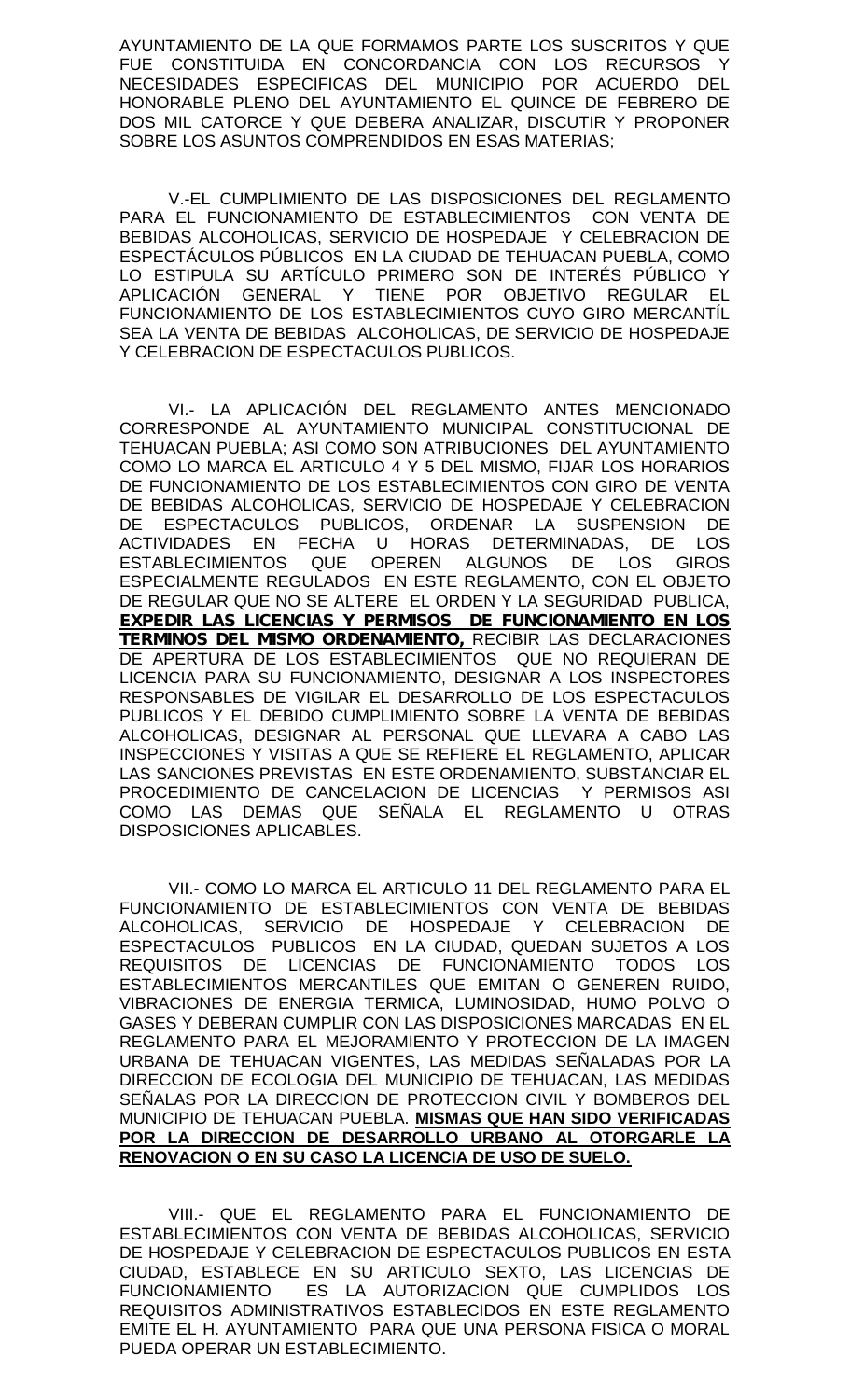AYUNTAMIENTO DE LA QUE FORMAMOS PARTE LOS SUSCRITOS Y QUE FUE CONSTITUIDA EN CONCORDANCIA CON LOS RECURSOS Y NECESIDADES ESPECIFICAS DEL MUNICIPIO POR ACUERDO DEL HONORABLE PLENO DEL AYUNTAMIENTO EL QUINCE DE FEBRERO DE DOS MIL CATORCE Y QUE DEBERA ANALIZAR, DISCUTIR Y PROPONER SOBRE LOS ASUNTOS COMPRENDIDOS EN ESAS MATERIAS;

V.-EL CUMPLIMIENTO DE LAS DISPOSICIONES DEL REGLAMENTO PARA EL FUNCIONAMIENTO DE ESTABLECIMIENTOS CON VENTA DE BEBIDAS ALCOHOLICAS, SERVICIO DE HOSPEDAJE Y CELEBRACION DE ESPECTÁCULOS PÚBLICOS EN LA CIUDAD DE TEHUACAN PUEBLA, COMO LO ESTIPULA SU ARTÍCULO PRIMERO SON DE INTERÉS PÚBLICO Y APLICACIÓN GENERAL Y TIENE POR OBJETIVO REGULAR EL FUNCIONAMIENTO DE LOS ESTABLECIMIENTOS CUYO GIRO MERCANTÍL SEA LA VENTA DE BEBIDAS ALCOHOLICAS, DE SERVICIO DE HOSPEDAJE Y CELEBRACION DE ESPECTACULOS PUBLICOS.

VI.- LA APLICACIÓN DEL REGLAMENTO ANTES MENCIONADO CORRESPONDE AL AYUNTAMIENTO MUNICIPAL CONSTITUCIONAL DE TEHUACAN PUEBLA; ASI COMO SON ATRIBUCIONES DEL AYUNTAMIENTO COMO LO MARCA EL ARTICULO 4 Y 5 DEL MISMO, FIJAR LOS HORARIOS DE FUNCIONAMIENTO DE LOS ESTABLECIMIENTOS CON GIRO DE VENTA DE BEBIDAS ALCOHOLICAS, SERVICIO DE HOSPEDAJE Y CELEBRACION DE ESPECTACULOS PUBLICOS, ORDENAR LA SUSPENSION DE ACTIVIDADES EN FECHA U HORAS DETERMINADAS, DE LOS ESTABLECIMIENTOS QUE OPEREN ALGUNOS DE LOS GIROS ESPECIALMENTE REGULADOS EN ESTE REGLAMENTO, CON EL OBJETO DE REGULAR QUE NO SE ALTERE EL ORDEN Y LA SEGURIDAD PUBLICA, **EXPEDIR LAS LICENCIAS Y PERMISOS DE FUNCIONAMIENTO EN LOS TERMINOS DEL MISMO ORDENAMIENTO,** RECIBIR LAS DECLARACIONES DE APERTURA DE LOS ESTABLECIMIENTOS QUE NO REQUIERAN DE LICENCIA PARA SU FUNCIONAMIENTO, DESIGNAR A LOS INSPECTORES RESPONSABLES DE VIGILAR EL DESARROLLO DE LOS ESPECTACULOS PUBLICOS Y EL DEBIDO CUMPLIMIENTO SOBRE LA VENTA DE BEBIDAS ALCOHOLICAS, DESIGNAR AL PERSONAL QUE LLEVARA A CABO LAS INSPECCIONES Y VISITAS A QUE SE REFIERE EL REGLAMENTO, APLICAR LAS SANCIONES PREVISTAS EN ESTE ORDENAMIENTO, SUBSTANCIAR EL PROCEDIMIENTO DE CANCELACION DE LICENCIAS Y PERMISOS ASI COMO LAS DEMAS QUE SEÑALA EL REGLAMENTO U OTRAS DISPOSICIONES APLICABLES.

VII.- COMO LO MARCA EL ARTICULO 11 DEL REGLAMENTO PARA EL FUNCIONAMIENTO DE ESTABLECIMIENTOS CON VENTA DE BEBIDAS ALCOHOLICAS, SERVICIO DE HOSPEDAJE Y CELEBRACION DE ESPECTACULOS PUBLICOS EN LA CIUDAD, QUEDAN SUJETOS A LOS REQUISITOS DE LICENCIAS DE FUNCIONAMIENTO TODOS LOS ESTABLECIMIENTOS MERCANTILES QUE EMITAN O GENEREN RUIDO, VIBRACIONES DE ENERGIA TERMICA, LUMINOSIDAD, HUMO POLVO O GASES Y DEBERAN CUMPLIR CON LAS DISPOSICIONES MARCADAS EN EL REGLAMENTO PARA EL MEJORAMIENTO Y PROTECCION DE LA IMAGEN URBANA DE TEHUACAN VIGENTES, LAS MEDIDAS SEÑALADAS POR LA DIRECCION DE ECOLOGIA DEL MUNICIPIO DE TEHUACAN, LAS MEDIDAS SEÑALAS POR LA DIRECCION DE PROTECCION CIVIL Y BOMBEROS DEL MUNICIPIO DE TEHUACAN PUEBLA. **MISMAS QUE HAN SIDO VERIFICADAS POR LA DIRECCION DE DESARROLLO URBANO AL OTORGARLE LA RENOVACION O EN SU CASO LA LICENCIA DE USO DE SUELO.**

VIII.- QUE EL REGLAMENTO PARA EL FUNCIONAMIENTO DE ESTABLECIMIENTOS CON VENTA DE BEBIDAS ALCOHOLICAS, SERVICIO DE HOSPEDAJE Y CELEBRACION DE ESPECTACULOS PUBLICOS EN ESTA CIUDAD, ESTABLECE EN SU ARTICULO SEXTO, LAS LICENCIAS DE FUNCIONAMIENTO ES LA AUTORIZACION QUE CUMPLIDOS LOS REQUISITOS ADMINISTRATIVOS ESTABLECIDOS EN ESTE REGLAMENTO EMITE EL H. AYUNTAMIENTO PARA QUE UNA PERSONA FISICA O MORAL PUEDA OPERAR UN ESTABLECIMIENTO.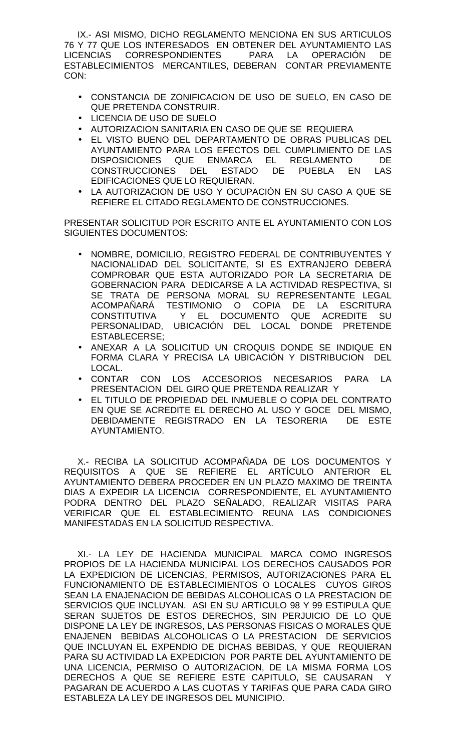IX.- ASI MISMO, DICHO REGLAMENTO MENCIONA EN SUS ARTICULOS 76 Y 77 QUE LOS INTERESADOS EN OBTENER DEL AYUNTAMIENTO LAS LICENCIAS CORRESPONDIENTES PARA LA OPERACIÓN DE ESTABLECIMIENTOS MERCANTILES, DEBERAN CONTAR PREVIAMENTE CON:

- CONSTANCIA DE ZONIFICACION DE USO DE SUELO, EN CASO DE QUE PRETENDA CONSTRUIR.
- LICENCIA DE USO DE SUELO
- AUTORIZACION SANITARIA EN CASO DE QUE SE REQUIERA
- EL VISTO BUENO DEL DEPARTAMENTO DE OBRAS PUBLICAS DEL AYUNTAMIENTO PARA LOS EFECTOS DEL CUMPLIMIENTO DE LAS DISPOSICIONES QUE ENMARCA EL REGLAMENTO DE CONSTRUCCIONES DEL ESTADO DE PUEBLA EN LAS EDIFICACIONES QUE LO REQUIERAN.
- LA AUTORIZACION DE USO Y OCUPACIÓN EN SU CASO A QUE SE REFIERE EL CITADO REGLAMENTO DE CONSTRUCCIONES.

PRESENTAR SOLICITUD POR ESCRITO ANTE EL AYUNTAMIENTO CON LOS SIGUIENTES DOCUMENTOS:

- NOMBRE, DOMICILIO, REGISTRO FEDERAL DE CONTRIBUYENTES Y NACIONALIDAD DEL SOLICITANTE, SI ES EXTRANJERO DEBERÁ COMPROBAR QUE ESTA AUTORIZADO POR LA SECRETARIA DE GOBERNACION PARA DEDICARSE A LA ACTIVIDAD RESPECTIVA, SI SE TRATA DE PERSONA MORAL SU REPRESENTANTE LEGAL ACOMPAÑARÁ TESTIMONIO O COPIA DE LA ESCRITURA CONSTITUTIVA Y EL DOCUMENTO QUE ACREDITE SU PERSONALIDAD, UBICACIÓN DEL LOCAL DONDE PRETENDE ESTABLECERSE;
- ANEXAR A LA SOLICITUD UN CROQUIS DONDE SE INDIQUE EN FORMA CLARA Y PRECISA LA UBICACIÓN Y DISTRIBUCION DEL LOCAL.
- CONTAR CON LOS ACCESORIOS NECESARIOS PARA LA PRESENTACION DEL GIRO QUE PRETENDA REALIZAR Y
- EL TITULO DE PROPIEDAD DEL INMUEBLE O COPIA DEL CONTRATO EN QUE SE ACREDITE EL DERECHO AL USO Y GOCE DEL MISMO, DEBIDAMENTE REGISTRADO EN LA TESORERIA DE ESTE AYUNTAMIENTO.

X.- RECIBA LA SOLICITUD ACOMPAÑADA DE LOS DOCUMENTOS Y REQUISITOS A QUE SE REFIERE EL ARTÍCULO ANTERIOR EL AYUNTAMIENTO DEBERA PROCEDER EN UN PLAZO MAXIMO DE TREINTA DIAS A EXPEDIR LA LICENCIA CORRESPONDIENTE, EL AYUNTAMIENTO PODRA DENTRO DEL PLAZO SEÑALADO, REALIZAR VISITAS PARA VERIFICAR QUE EL ESTABLECIMIENTO REUNA LAS CONDICIONES MANIFESTADAS EN LA SOLICITUD RESPECTIVA.

XI.- LA LEY DE HACIENDA MUNICIPAL MARCA COMO INGRESOS PROPIOS DE LA HACIENDA MUNICIPAL LOS DERECHOS CAUSADOS POR LA EXPEDICION DE LICENCIAS, PERMISOS, AUTORIZACIONES PARA EL FUNCIONAMIENTO DE ESTABLECIMIENTOS O LOCALES CUYOS GIROS SEAN LA ENAJENACION DE BEBIDAS ALCOHOLICAS O LA PRESTACION DE SERVICIOS QUE INCLUYAN. ASI EN SU ARTICULO 98 Y 99 ESTIPULA QUE SERAN SUJETOS DE ESTOS DERECHOS, SIN PERJUICIO DE LO QUE DISPONE LA LEY DE INGRESOS, LAS PERSONAS FISICAS O MORALES QUE ENAJENEN BEBIDAS ALCOHOLICAS O LA PRESTACION DE SERVICIOS QUE INCLUYAN EL EXPENDIO DE DICHAS BEBIDAS, Y QUE REQUIERAN PARA SU ACTIVIDAD LA EXPEDICION POR PARTE DEL AYUNTAMIENTO DE UNA LICENCIA, PERMISO O AUTORIZACION, DE LA MISMA FORMA LOS DERECHOS A QUE SE REFIERE ESTE CAPITULO, SE CAUSARAN Y PAGARAN DE ACUERDO A LAS CUOTAS Y TARIFAS QUE PARA CADA GIRO ESTABLEZA LA LEY DE INGRESOS DEL MUNICIPIO.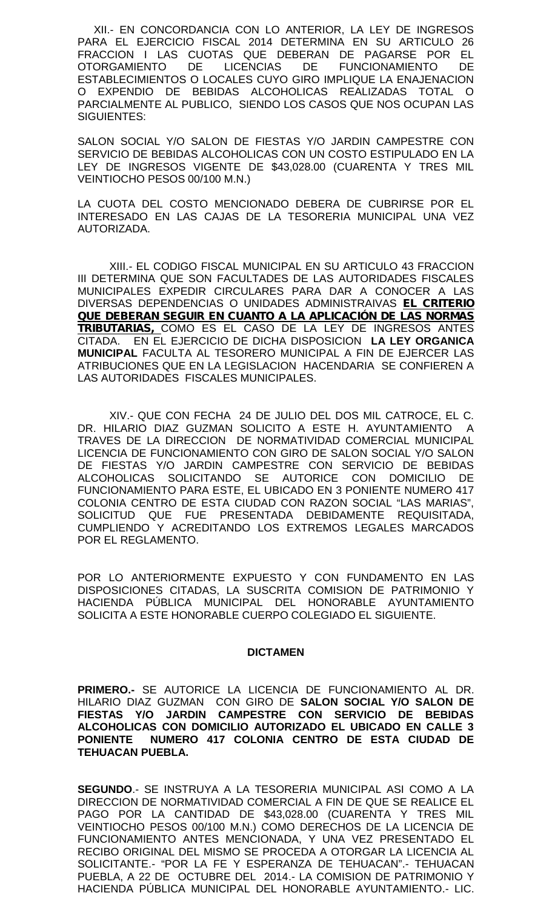XII.- EN CONCORDANCIA CON LO ANTERIOR, LA LEY DE INGRESOS PARA EL EJERCICIO FISCAL 2014 DETERMINA EN SU ARTICULO 26 FRACCION I LAS CUOTAS QUE DEBERAN DE PAGARSE POR EL OTORGAMIENTO DE LICENCIAS DE FUNCIONAMIENTO DE ESTABLECIMIENTOS O LOCALES CUYO GIRO IMPLIQUE LA ENAJENACION O EXPENDIO DE BEBIDAS ALCOHOLICAS REALIZADAS TOTAL O PARCIALMENTE AL PUBLICO, SIENDO LOS CASOS QUE NOS OCUPAN LAS SIGUIENTES:

SALON SOCIAL Y/O SALON DE FIESTAS Y/O JARDIN CAMPESTRE CON SERVICIO DE BEBIDAS ALCOHOLICAS CON UN COSTO ESTIPULADO EN LA LEY DE INGRESOS VIGENTE DE $43,028.00 (CUARENTA Y TRES MIL VEINTIOCHO PESOS 00/100 M.N.)

LA CUOTA DEL COSTO MENCIONADO DEBERA DE CUBRIRSE POR EL INTERESADO EN LAS CAJAS DE LA TESORERIA MUNICIPAL UNA VEZ AUTORIZADA.

XIII.- EL CODIGO FISCAL MUNICIPAL EN SU ARTICULO 43 FRACCION III DETERMINA QUE SON FACULTADES DE LAS AUTORIDADES FISCALES MUNICIPALES EXPEDIR CIRCULARES PARA DAR A CONOCER A LAS DIVERSAS DEPENDENCIAS O UNIDADES ADMINISTRAIVAS **EL CRITERIO QUE DEBERAN SEGUIR EN CUANTO A LA APLICACIÓN DE LAS NORMAS TRIBUTARIAS,** COMO ES EL CASO DE LA LEY DE INGRESOS ANTES CITADA. EN EL EJERCICIO DE DICHA DISPOSICION **LA LEY ORGANICA MUNICIPAL** FACULTA AL TESORERO MUNICIPAL A FIN DE EJERCER LAS ATRIBUCIONES QUE EN LA LEGISLACION HACENDARIA SE CONFIEREN A LAS AUTORIDADES FISCALES MUNICIPALES.

XIV.- QUE CON FECHA 24 DE JULIO DEL DOS MIL CATROCE, EL C. DR. HILARIO DIAZ GUZMAN SOLICITO A ESTE H. AYUNTAMIENTO A TRAVES DE LA DIRECCION DE NORMATIVIDAD COMERCIAL MUNICIPAL LICENCIA DE FUNCIONAMIENTO CON GIRO DE SALON SOCIAL Y/O SALON DE FIESTAS Y/O JARDIN CAMPESTRE CON SERVICIO DE BEBIDAS ALCOHOLICAS SOLICITANDO SE AUTORICE CON DOMICILIO DE FUNCIONAMIENTO PARA ESTE, EL UBICADO EN 3 PONIENTE NUMERO 417 COLONIA CENTRO DE ESTA CIUDAD CON RAZON SOCIAL "LAS MARIAS", SOLICITUD QUE FUE PRESENTADA DEBIDAMENTE REQUISITADA, CUMPLIENDO Y ACREDITANDO LOS EXTREMOS LEGALES MARCADOS POR EL REGLAMENTO.

POR LO ANTERIORMENTE EXPUESTO Y CON FUNDAMENTO EN LAS DISPOSICIONES CITADAS, LA SUSCRITA COMISION DE PATRIMONIO Y HACIENDA PÚBLICA MUNICIPAL DEL HONORABLE AYUNTAMIENTO SOLICITA A ESTE HONORABLE CUERPO COLEGIADO EL SIGUIENTE.

**DICTAMEN**

**PRIMERO.-** SE AUTORICE LA LICENCIA DE FUNCIONAMIENTO AL DR. HILARIO DIAZ GUZMAN CON GIRO DE **SALON SOCIAL Y/O SALON DE FIESTAS Y/O JARDIN CAMPESTRE CON SERVICIO DE BEBIDAS ALCOHOLICAS CON DOMICILIO AUTORIZADO EL UBICADO EN CALLE 3 PONIENTE NUMERO 417 COLONIA CENTRO DE ESTA CIUDAD DE TEHUACAN PUEBLA.**

**SEGUNDO**.- SE INSTRUYA A LA TESORERIA MUNICIPAL ASI COMO A LA DIRECCION DE NORMATIVIDAD COMERCIAL A FIN DE QUE SE REALICE EL PAGO POR LA CANTIDAD DE $43,028.00 (CUARENTA Y TRES MIL VEINTIOCHO PESOS 00/100 M.N.) COMO DERECHOS DE LA LICENCIA DE FUNCIONAMIENTO ANTES MENCIONADA, Y UNA VEZ PRESENTADO EL RECIBO ORIGINAL DEL MISMO SE PROCEDA A OTORGAR LA LICENCIA AL SOLICITANTE.- "POR LA FE Y ESPERANZA DE TEHUACAN".- TEHUACAN PUEBLA, A 22 DE OCTUBRE DEL 2014.- LA COMISION DE PATRIMONIO Y HACIENDA PÚBLICA MUNICIPAL DEL HONORABLE AYUNTAMIENTO.- LIC.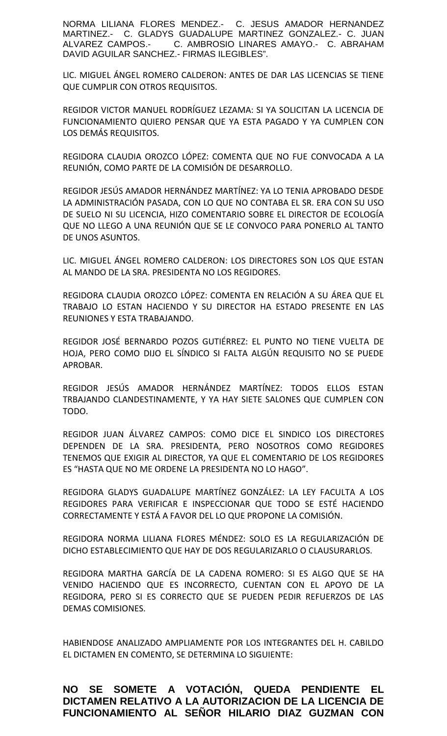NORMA LILIANA FLORES MENDEZ.- C. JESUS AMADOR HERNANDEZ MARTINEZ.- C. GLADYS GUADALUPE MARTINEZ GONZALEZ.- C. JUAN ALVAREZ CAMPOS.- C. AMBROSIO LINARES AMAYO.- C. ABRAHAM DAVID AGUILAR SANCHEZ.- FIRMAS ILEGIBLES".

LIC. MIGUEL ÁNGEL ROMERO CALDERON: ANTES DE DAR LAS LICENCIAS SE TIENE QUE CUMPLIR CON OTROS REQUISITOS.

REGIDOR VICTOR MANUEL RODRÍGUEZ LEZAMA: SI YA SOLICITAN LA LICENCIA DE FUNCIONAMIENTO QUIERO PENSAR QUE YA ESTA PAGADO Y YA CUMPLEN CON LOS DEMÁS REQUISITOS.

REGIDORA CLAUDIA OROZCO LÓPEZ: COMENTA QUE NO FUE CONVOCADA A LA REUNIÓN, COMO PARTE DE LA COMISIÓN DE DESARROLLO.

REGIDOR JESÚS AMADOR HERNÁNDEZ MARTÍNEZ: YA LO TENIA APROBADO DESDE LA ADMINISTRACIÓN PASADA, CON LO QUE NO CONTABA EL SR. ERA CON SU USO DE SUELO NI SU LICENCIA, HIZO COMENTARIO SOBRE EL DIRECTOR DE ECOLOGÍA QUE NO LLEGO A UNA REUNIÓN QUE SE LE CONVOCO PARA PONERLO AL TANTO DE UNOS ASUNTOS.

LIC. MIGUEL ÁNGEL ROMERO CALDERON: LOS DIRECTORES SON LOS QUE ESTAN AL MANDO DE LA SRA. PRESIDENTA NO LOS REGIDORES.

REGIDORA CLAUDIA OROZCO LÓPEZ: COMENTA EN RELACIÓN A SU ÁREA QUE EL TRABAJO LO ESTAN HACIENDO Y SU DIRECTOR HA ESTADO PRESENTE EN LAS REUNIONES Y ESTA TRABAJANDO.

REGIDOR JOSÉ BERNARDO POZOS GUTIÉRREZ: EL PUNTO NO TIENE VUELTA DE HOJA, PERO COMO DIJO EL SÍNDICO SI FALTA ALGÚN REQUISITO NO SE PUEDE APROBAR.

REGIDOR JESÚS AMADOR HERNÁNDEZ MARTÍNEZ: TODOS ELLOS ESTAN TRBAJANDO CLANDESTINAMENTE, Y YA HAY SIETE SALONES QUE CUMPLEN CON TODO.

REGIDOR JUAN ÁLVAREZ CAMPOS: COMO DICE EL SINDICO LOS DIRECTORES DEPENDEN DE LA SRA. PRESIDENTA, PERO NOSOTROS COMO REGIDORES TENEMOS QUE EXIGIR AL DIRECTOR, YA QUE EL COMENTARIO DE LOS REGIDORES ES "HASTA QUE NO ME ORDENE LA PRESIDENTA NO LO HAGO".

REGIDORA GLADYS GUADALUPE MARTÍNEZ GONZÁLEZ: LA LEY FACULTA A LOS REGIDORES PARA VERIFICAR E INSPECCIONAR QUE TODO SE ESTÉ HACIENDO CORRECTAMENTE Y ESTÁ A FAVOR DEL LO QUE PROPONE LA COMISIÓN.

REGIDORA NORMA LILIANA FLORES MÉNDEZ: SOLO ES LA REGULARIZACIÓN DE DICHO ESTABLECIMIENTO QUE HAY DE DOS REGULARIZARLO O CLAUSURARLOS.

REGIDORA MARTHA GARCÍA DE LA CADENA ROMERO: SI ES ALGO QUE SE HA VENIDO HACIENDO QUE ES INCORRECTO, CUENTAN CON EL APOYO DE LA REGIDORA, PERO SI ES CORRECTO QUE SE PUEDEN PEDIR REFUERZOS DE LAS DEMAS COMISIONES.

HABIENDOSE ANALIZADO AMPLIAMENTE POR LOS INTEGRANTES DEL H. CABILDO EL DICTAMEN EN COMENTO, SE DETERMINA LO SIGUIENTE:

**NO SE SOMETE A VOTACIÓN, QUEDA PENDIENTE EL DICTAMEN RELATIVO A LA AUTORIZACION DE LA LICENCIA DE FUNCIONAMIENTO AL SEÑOR HILARIO DIAZ GUZMAN CON**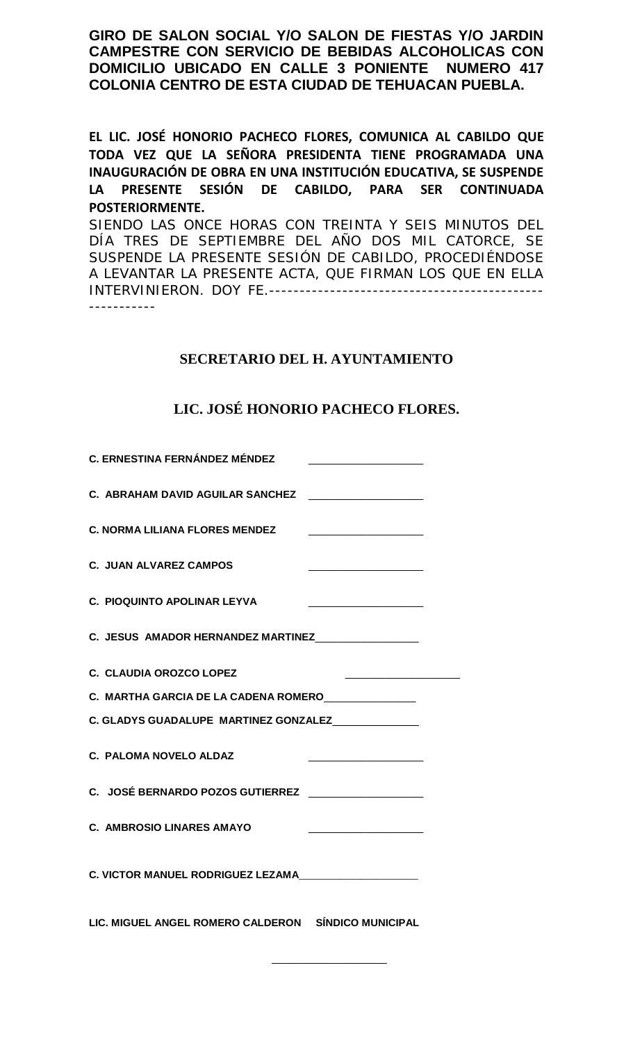**GIRO DE SALON SOCIAL Y/O SALON DE FIESTAS Y/O JARDIN CAMPESTRE CON SERVICIO DE BEBIDAS ALCOHOLICAS CON DOMICILIO UBICADO EN CALLE 3 PONIENTE NUMERO 417 COLONIA CENTRO DE ESTA CIUDAD DE TEHUACAN PUEBLA.**

**EL LIC. JOSÉ HONORIO PACHECO FLORES, COMUNICA AL CABILDO QUE TODA VEZ QUE LA SEÑORA PRESIDENTA TIENE PROGRAMADA UNA INAUGURACIÓN DE OBRA EN UNA INSTITUCIÓN EDUCATIVA, SE SUSPENDE LA PRESENTE SESIÓN DE CABILDO, PARA SER CONTINUADA POSTERIORMENTE.**

SIENDO LAS ONCE HORAS CON TREINTA Y SEIS MINUTOS DEL DÍA TRES DE SEPTIEMBRE DEL AÑO DOS MIL CATORCE, SE SUSPENDE LA PRESENTE SESIÓN DE CABILDO, PROCEDIÉNDOSE A LEVANTAR LA PRESENTE ACTA, QUE FIRMAN LOS QUE EN ELLA INTERVINIERON. DOY FE.-------------------------------------------------------

**SECRETARIO DEL H. AYUNTAMIENTO**

**LIC. JOSÉ HONORIO PACHECO FLORES.**

**C. ERNESTINA FERNÁNDEZ MÉNDEZ** ____________________

**C. ABRAHAM DAVID AGUILAR SANCHEZ** ____________________

**C. NORMA LILIANA FLORES MENDEZ** ____________________

**C. JUAN ALVAREZ CAMPOS** ____________________

**C. PIOQUINTO APOLINAR LEYVA** ____________________

**C. JESUS AMADOR HERNANDEZ MARTINEZ** ____________________

**C. CLAUDIA OROZCO LOPEZ** ____________________

**C. MARTHA GARCIA DE LA CADENA ROMERO** ____________________

**C. GLADYS GUADALUPE MARTINEZ GONZALEZ** ____________________

**C. PALOMA NOVELO ALDAZ** ____________________

**C. JOSÉ BERNARDO POZOS GUTIERREZ** ____________________

**C. AMBROSIO LINARES AMAYO** ____________________

**C. VICTOR MANUEL RODRIGUEZ LEZAMA** ____________________

**LIC. MIGUEL ANGEL ROMERO CALDERON SÍNDICO MUNICIPAL**

____________________